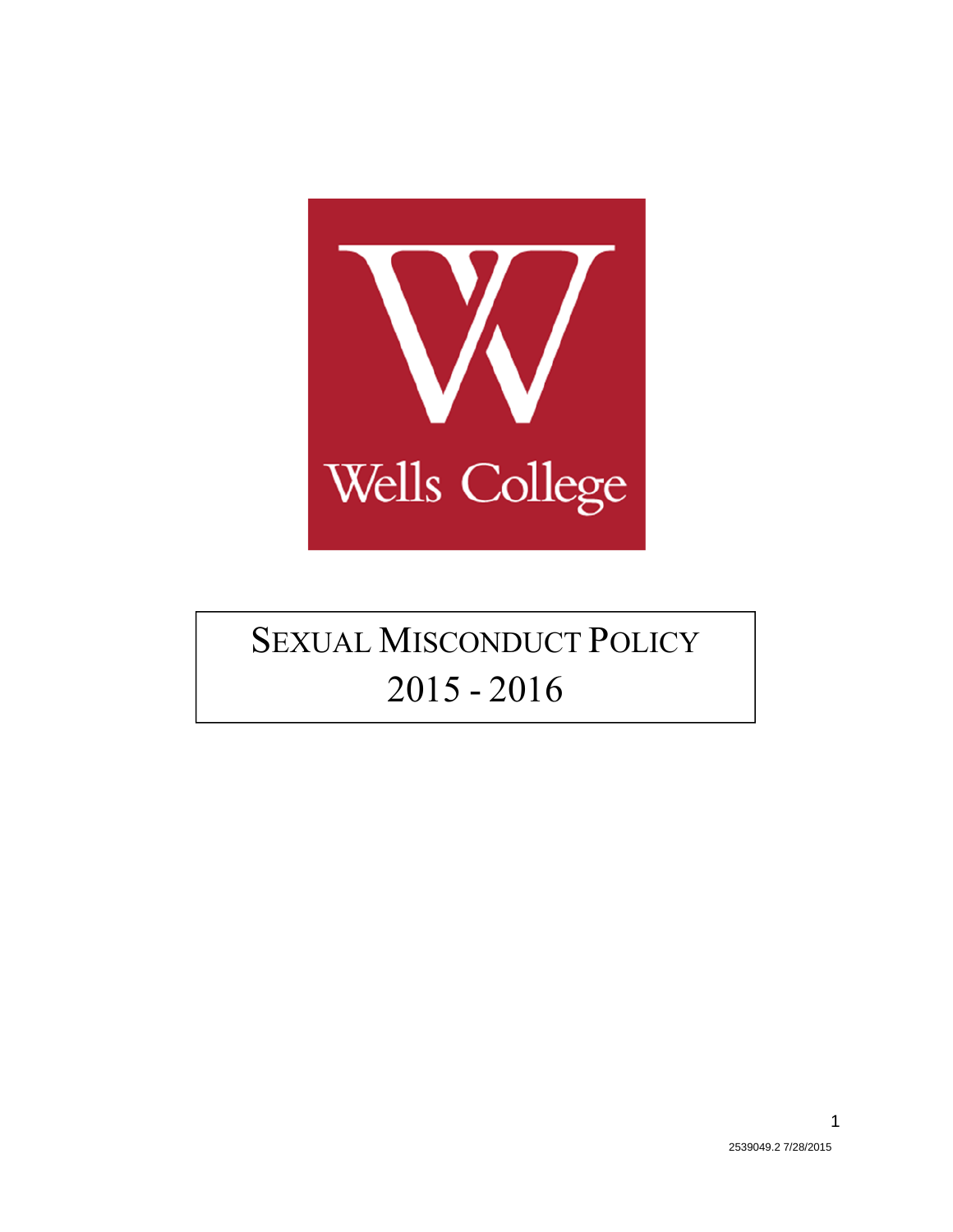Wells College

# SEXUAL MISCONDUCT POLICY
# 2015 - 2016

2539049.2 7/28/2015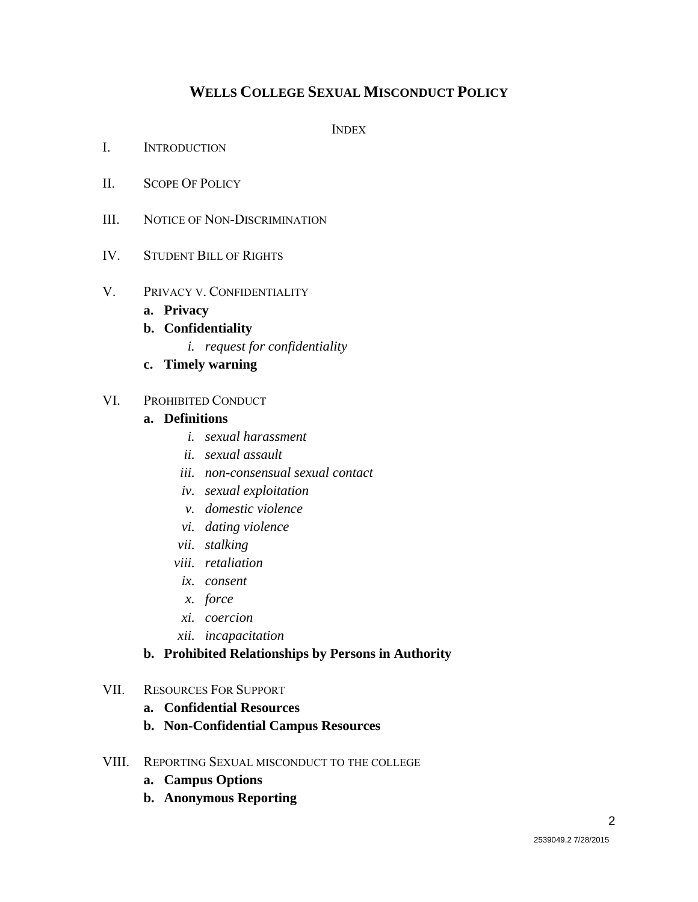# WELLS COLLEGE SEXUAL MISCONDUCT POLICY

INDEX

I. INTRODUCTION

II. SCOPE OF POLICY

III. NOTICE OF NON-DISCRIMINATION

IV. STUDENT BILL OF RIGHTS

V. PRIVACY V. CONFIDENTIALITY

- **a. Privacy**
- **b. Confidentiality**
  - *i. request for confidentiality*
- **c. Timely warning**

VI. PROHIBITED CONDUCT

- **a. Definitions**
  - *i. sexual harassment*
  - *ii. sexual assault*
  - *iii. non-consensual sexual contact*
  - *iv. sexual exploitation*
  - *v. domestic violence*
  - *vi. dating violence*
  - *vii. stalking*
  - *viii. retaliation*
  - *ix. consent*
  - *x. force*
  - *xi. coercion*
  - *xii. incapacitation*
- **b. Prohibited Relationships by Persons in Authority**

VII. RESOURCES FOR SUPPORT

- **a. Confidential Resources**
- **b. Non-Confidential Campus Resources**

VIII. REPORTING SEXUAL MISCONDUCT TO THE COLLEGE

- **a. Campus Options**
- **b. Anonymous Reporting**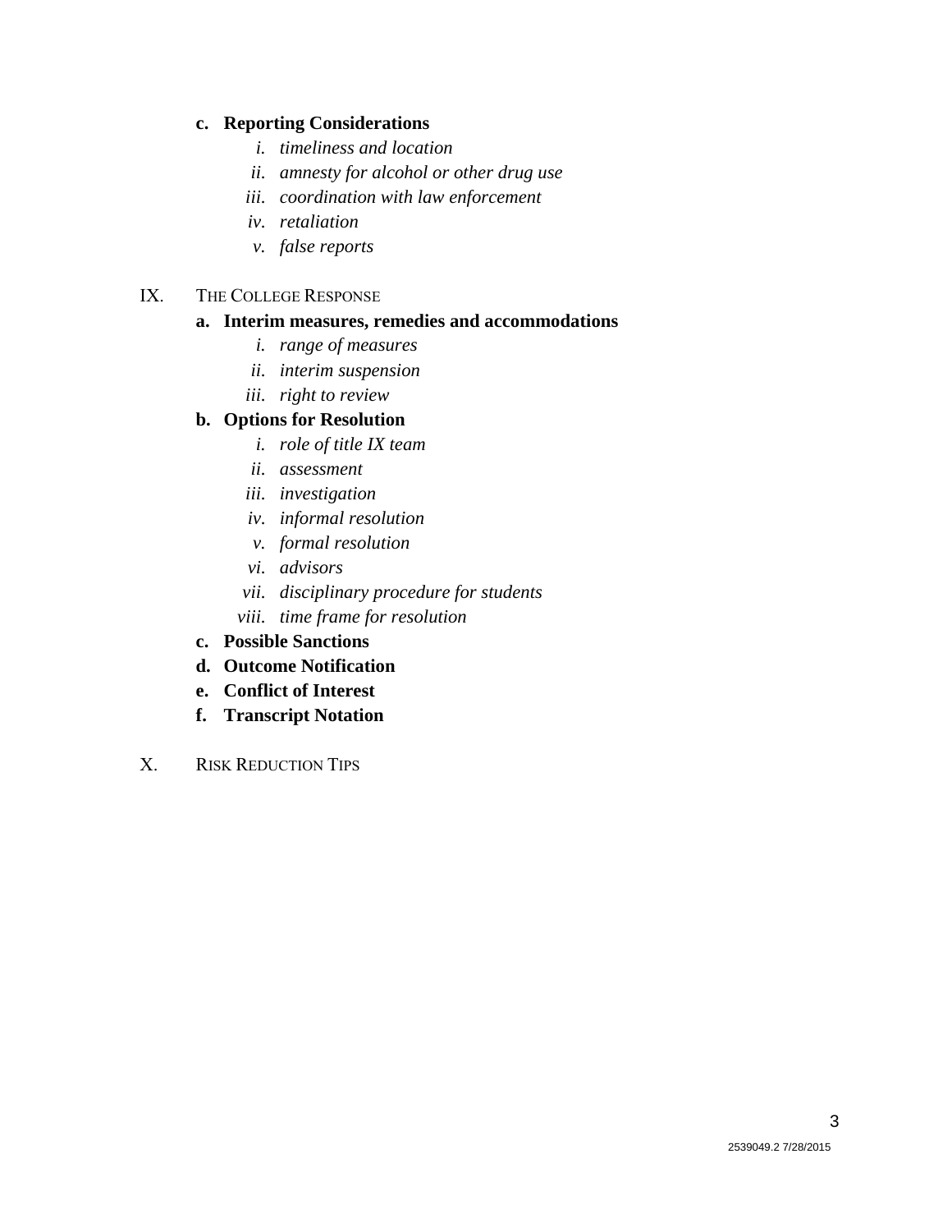- **c. Reporting Considerations**
  - *i. timeliness and location*
  - *ii. amnesty for alcohol or other drug use*
  - *iii. coordination with law enforcement*
  - *iv. retaliation*
  - *v. false reports*

IX. THE COLLEGE RESPONSE

- **a. Interim measures, remedies and accommodations**
  - *i. range of measures*
  - *ii. interim suspension*
  - *iii. right to review*
- **b. Options for Resolution**
  - *i. role of title IX team*
  - *ii. assessment*
  - *iii. investigation*
  - *iv. informal resolution*
  - *v. formal resolution*
  - *vi. advisors*
  - *vii. disciplinary procedure for students*
  - *viii. time frame for resolution*
- **c. Possible Sanctions**
- **d. Outcome Notification**
- **e. Conflict of Interest**
- **f. Transcript Notation**

X. RISK REDUCTION TIPS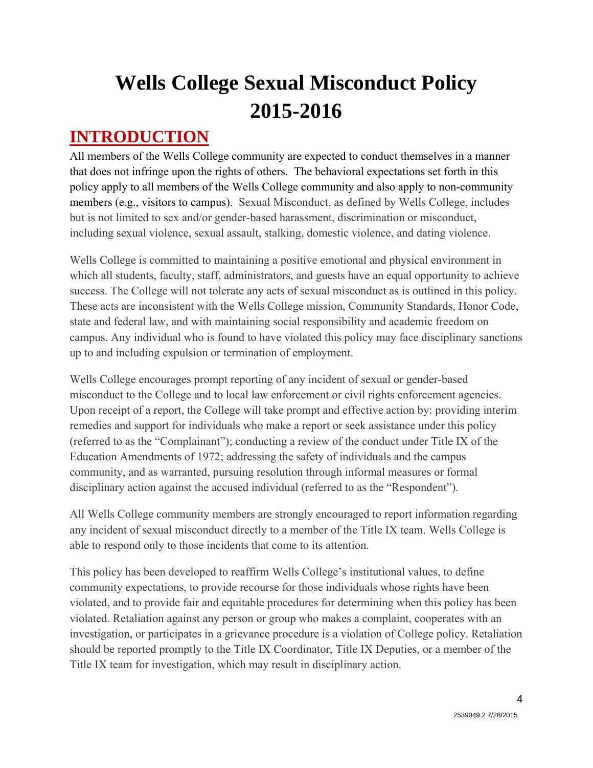# Wells College Sexual Misconduct Policy 2015-2016

## INTRODUCTION

All members of the Wells College community are expected to conduct themselves in a manner that does not infringe upon the rights of others. The behavioral expectations set forth in this policy apply to all members of the Wells College community and also apply to non-community members (e.g., visitors to campus). Sexual Misconduct, as defined by Wells College, includes but is not limited to sex and/or gender-based harassment, discrimination or misconduct, including sexual violence, sexual assault, stalking, domestic violence, and dating violence.

Wells College is committed to maintaining a positive emotional and physical environment in which all students, faculty, staff, administrators, and guests have an equal opportunity to achieve success. The College will not tolerate any acts of sexual misconduct as is outlined in this policy. These acts are inconsistent with the Wells College mission, Community Standards, Honor Code, state and federal law, and with maintaining social responsibility and academic freedom on campus. Any individual who is found to have violated this policy may face disciplinary sanctions up to and including expulsion or termination of employment.

Wells College encourages prompt reporting of any incident of sexual or gender-based misconduct to the College and to local law enforcement or civil rights enforcement agencies. Upon receipt of a report, the College will take prompt and effective action by: providing interim remedies and support for individuals who make a report or seek assistance under this policy (referred to as the "Complainant"); conducting a review of the conduct under Title IX of the Education Amendments of 1972; addressing the safety of individuals and the campus community, and as warranted, pursuing resolution through informal measures or formal disciplinary action against the accused individual (referred to as the "Respondent").

All Wells College community members are strongly encouraged to report information regarding any incident of sexual misconduct directly to a member of the Title IX team. Wells College is able to respond only to those incidents that come to its attention.

This policy has been developed to reaffirm Wells College's institutional values, to define community expectations, to provide recourse for those individuals whose rights have been violated, and to provide fair and equitable procedures for determining when this policy has been violated. Retaliation against any person or group who makes a complaint, cooperates with an investigation, or participates in a grievance procedure is a violation of College policy. Retaliation should be reported promptly to the Title IX Coordinator, Title IX Deputies, or a member of the Title IX team for investigation, which may result in disciplinary action.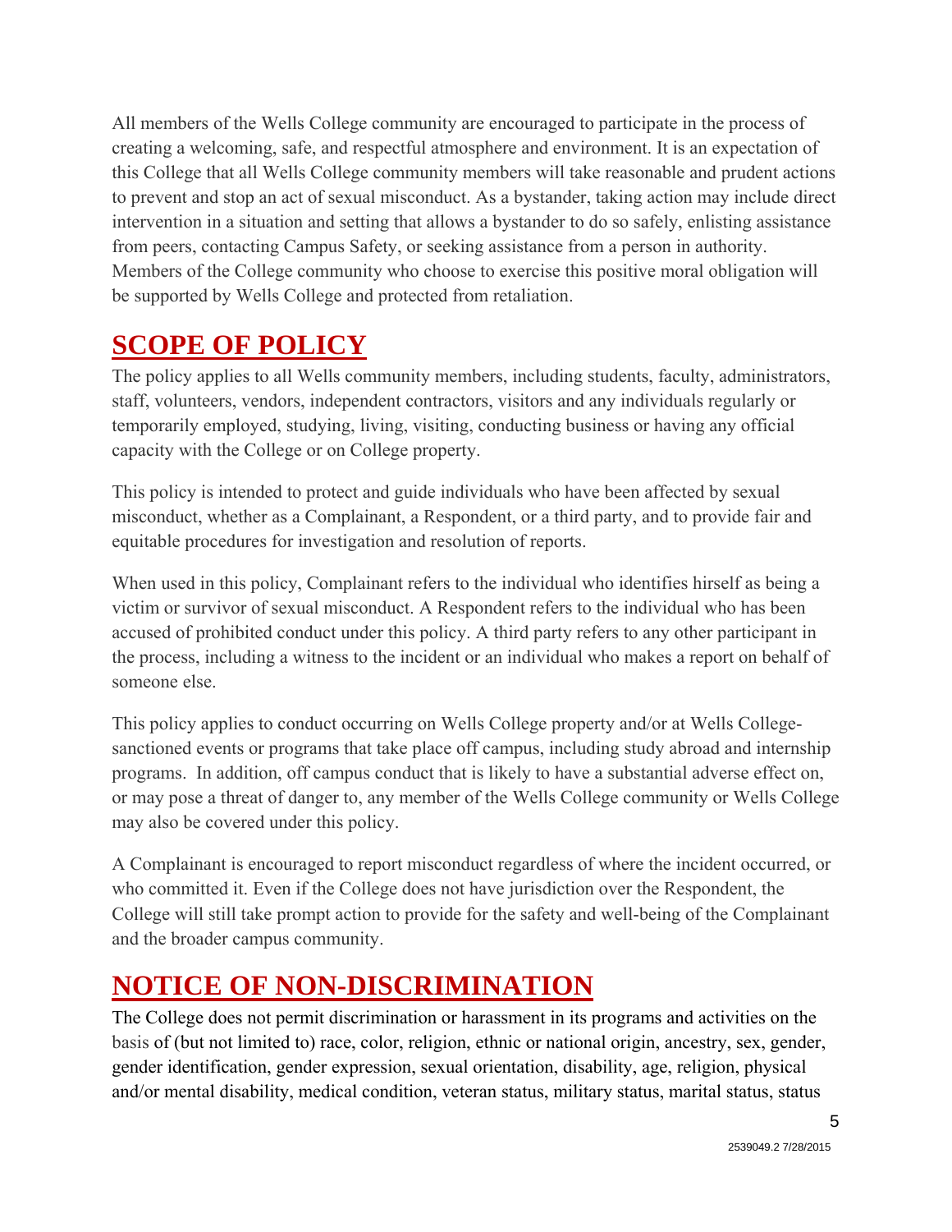All members of the Wells College community are encouraged to participate in the process of creating a welcoming, safe, and respectful atmosphere and environment. It is an expectation of this College that all Wells College community members will take reasonable and prudent actions to prevent and stop an act of sexual misconduct. As a bystander, taking action may include direct intervention in a situation and setting that allows a bystander to do so safely, enlisting assistance from peers, contacting Campus Safety, or seeking assistance from a person in authority. Members of the College community who choose to exercise this positive moral obligation will be supported by Wells College and protected from retaliation.

## SCOPE OF POLICY

The policy applies to all Wells community members, including students, faculty, administrators, staff, volunteers, vendors, independent contractors, visitors and any individuals regularly or temporarily employed, studying, living, visiting, conducting business or having any official capacity with the College or on College property.

This policy is intended to protect and guide individuals who have been affected by sexual misconduct, whether as a Complainant, a Respondent, or a third party, and to provide fair and equitable procedures for investigation and resolution of reports.

When used in this policy, Complainant refers to the individual who identifies hirself as being a victim or survivor of sexual misconduct. A Respondent refers to the individual who has been accused of prohibited conduct under this policy. A third party refers to any other participant in the process, including a witness to the incident or an individual who makes a report on behalf of someone else.

This policy applies to conduct occurring on Wells College property and/or at Wells College-sanctioned events or programs that take place off campus, including study abroad and internship programs. In addition, off campus conduct that is likely to have a substantial adverse effect on, or may pose a threat of danger to, any member of the Wells College community or Wells College may also be covered under this policy.

A Complainant is encouraged to report misconduct regardless of where the incident occurred, or who committed it. Even if the College does not have jurisdiction over the Respondent, the College will still take prompt action to provide for the safety and well-being of the Complainant and the broader campus community.

## NOTICE OF NON-DISCRIMINATION

The College does not permit discrimination or harassment in its programs and activities on the basis of (but not limited to) race, color, religion, ethnic or national origin, ancestry, sex, gender, gender identification, gender expression, sexual orientation, disability, age, religion, physical and/or mental disability, medical condition, veteran status, military status, marital status, status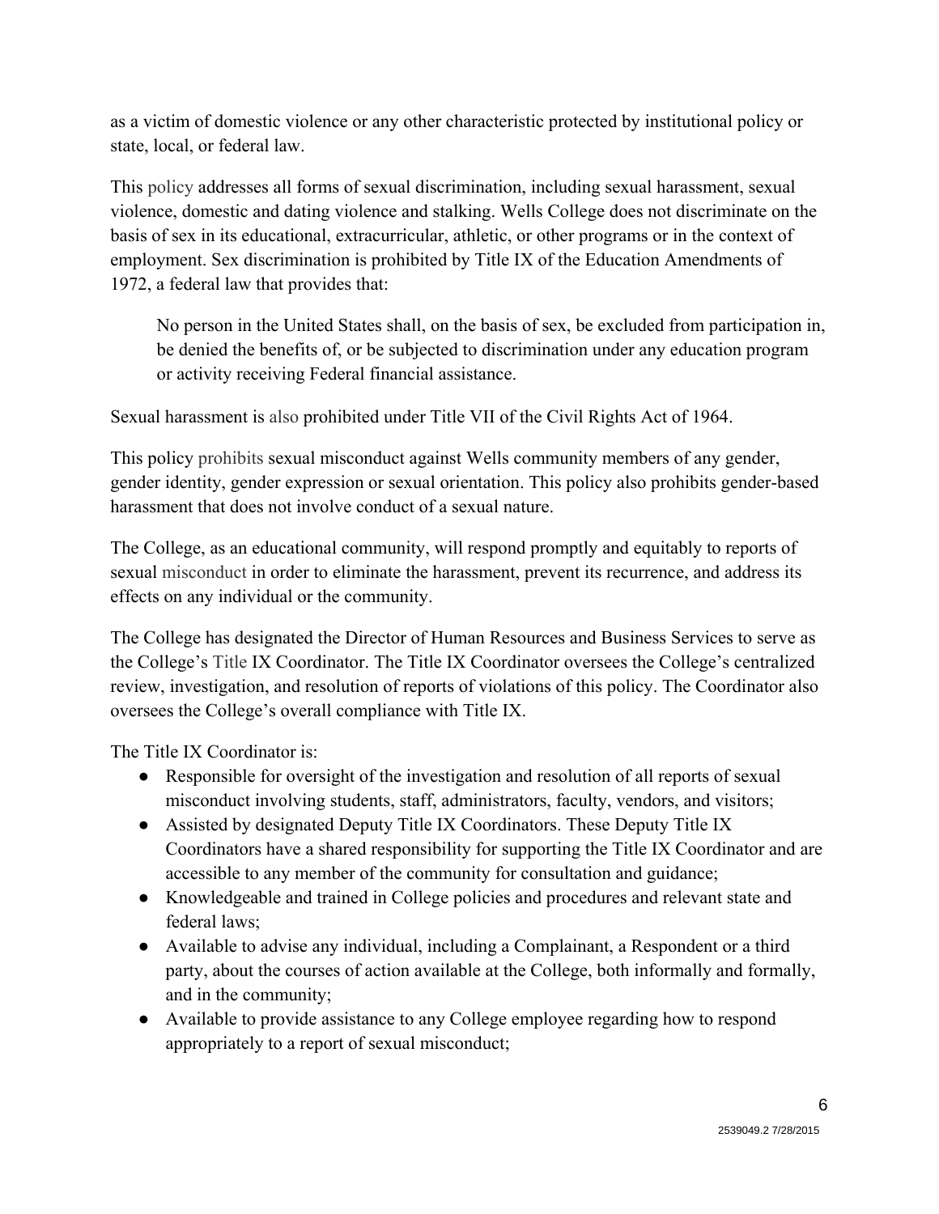as a victim of domestic violence or any other characteristic protected by institutional policy or state, local, or federal law.

This policy addresses all forms of sexual discrimination, including sexual harassment, sexual violence, domestic and dating violence and stalking. Wells College does not discriminate on the basis of sex in its educational, extracurricular, athletic, or other programs or in the context of employment. Sex discrimination is prohibited by Title IX of the Education Amendments of 1972, a federal law that provides that:

> No person in the United States shall, on the basis of sex, be excluded from participation in, be denied the benefits of, or be subjected to discrimination under any education program or activity receiving Federal financial assistance.

Sexual harassment is also prohibited under Title VII of the Civil Rights Act of 1964.

This policy prohibits sexual misconduct against Wells community members of any gender, gender identity, gender expression or sexual orientation. This policy also prohibits gender-based harassment that does not involve conduct of a sexual nature.

The College, as an educational community, will respond promptly and equitably to reports of sexual misconduct in order to eliminate the harassment, prevent its recurrence, and address its effects on any individual or the community.

The College has designated the Director of Human Resources and Business Services to serve as the College's Title IX Coordinator. The Title IX Coordinator oversees the College's centralized review, investigation, and resolution of reports of violations of this policy. The Coordinator also oversees the College's overall compliance with Title IX.

The Title IX Coordinator is:

- Responsible for oversight of the investigation and resolution of all reports of sexual misconduct involving students, staff, administrators, faculty, vendors, and visitors;
- Assisted by designated Deputy Title IX Coordinators. These Deputy Title IX Coordinators have a shared responsibility for supporting the Title IX Coordinator and are accessible to any member of the community for consultation and guidance;
- Knowledgeable and trained in College policies and procedures and relevant state and federal laws;
- Available to advise any individual, including a Complainant, a Respondent or a third party, about the courses of action available at the College, both informally and formally, and in the community;
- Available to provide assistance to any College employee regarding how to respond appropriately to a report of sexual misconduct;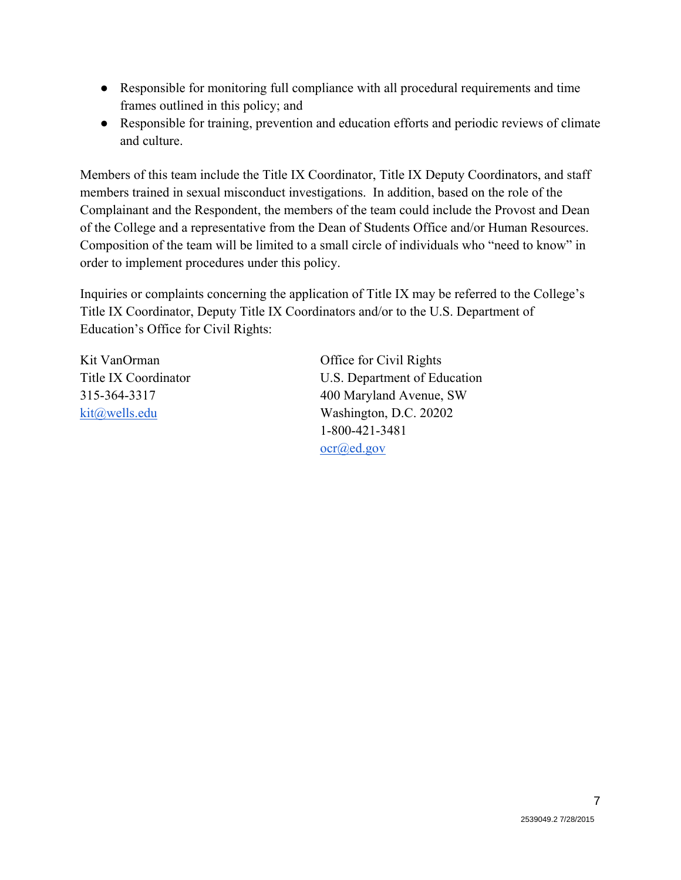- Responsible for monitoring full compliance with all procedural requirements and time frames outlined in this policy; and
- Responsible for training, prevention and education efforts and periodic reviews of climate and culture.

Members of this team include the Title IX Coordinator, Title IX Deputy Coordinators, and staff members trained in sexual misconduct investigations. In addition, based on the role of the Complainant and the Respondent, the members of the team could include the Provost and Dean of the College and a representative from the Dean of Students Office and/or Human Resources. Composition of the team will be limited to a small circle of individuals who "need to know" in order to implement procedures under this policy.

Inquiries or complaints concerning the application of Title IX may be referred to the College's Title IX Coordinator, Deputy Title IX Coordinators and/or to the U.S. Department of Education's Office for Civil Rights:

Kit VanOrman
Title IX Coordinator
315-364-3317
kit@wells.edu

Office for Civil Rights
U.S. Department of Education
400 Maryland Avenue, SW
Washington, D.C. 20202
1-800-421-3481
ocr@ed.gov

2539049.2 7/28/2015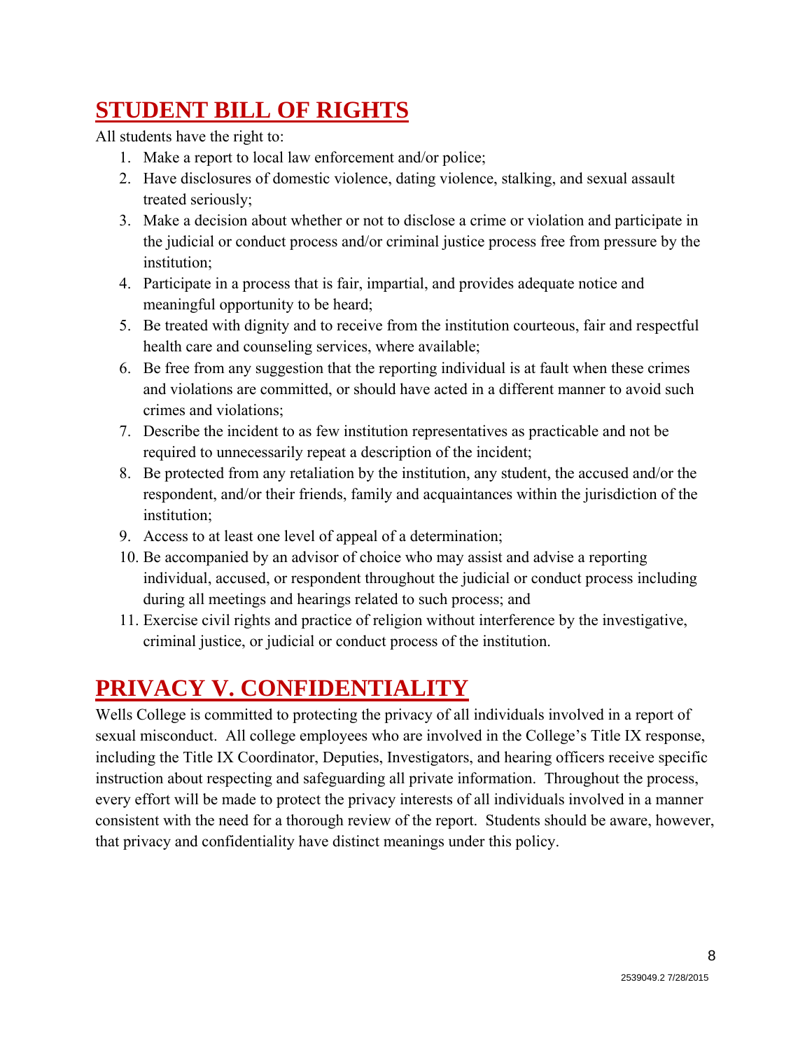## STUDENT BILL OF RIGHTS

All students have the right to:

1. Make a report to local law enforcement and/or police;
2. Have disclosures of domestic violence, dating violence, stalking, and sexual assault treated seriously;
3. Make a decision about whether or not to disclose a crime or violation and participate in the judicial or conduct process and/or criminal justice process free from pressure by the institution;
4. Participate in a process that is fair, impartial, and provides adequate notice and meaningful opportunity to be heard;
5. Be treated with dignity and to receive from the institution courteous, fair and respectful health care and counseling services, where available;
6. Be free from any suggestion that the reporting individual is at fault when these crimes and violations are committed, or should have acted in a different manner to avoid such crimes and violations;
7. Describe the incident to as few institution representatives as practicable and not be required to unnecessarily repeat a description of the incident;
8. Be protected from any retaliation by the institution, any student, the accused and/or the respondent, and/or their friends, family and acquaintances within the jurisdiction of the institution;
9. Access to at least one level of appeal of a determination;
10. Be accompanied by an advisor of choice who may assist and advise a reporting individual, accused, or respondent throughout the judicial or conduct process including during all meetings and hearings related to such process; and
11. Exercise civil rights and practice of religion without interference by the investigative, criminal justice, or judicial or conduct process of the institution.

## PRIVACY V. CONFIDENTIALITY

Wells College is committed to protecting the privacy of all individuals involved in a report of sexual misconduct. All college employees who are involved in the College's Title IX response, including the Title IX Coordinator, Deputies, Investigators, and hearing officers receive specific instruction about respecting and safeguarding all private information. Throughout the process, every effort will be made to protect the privacy interests of all individuals involved in a manner consistent with the need for a thorough review of the report. Students should be aware, however, that privacy and confidentiality have distinct meanings under this policy.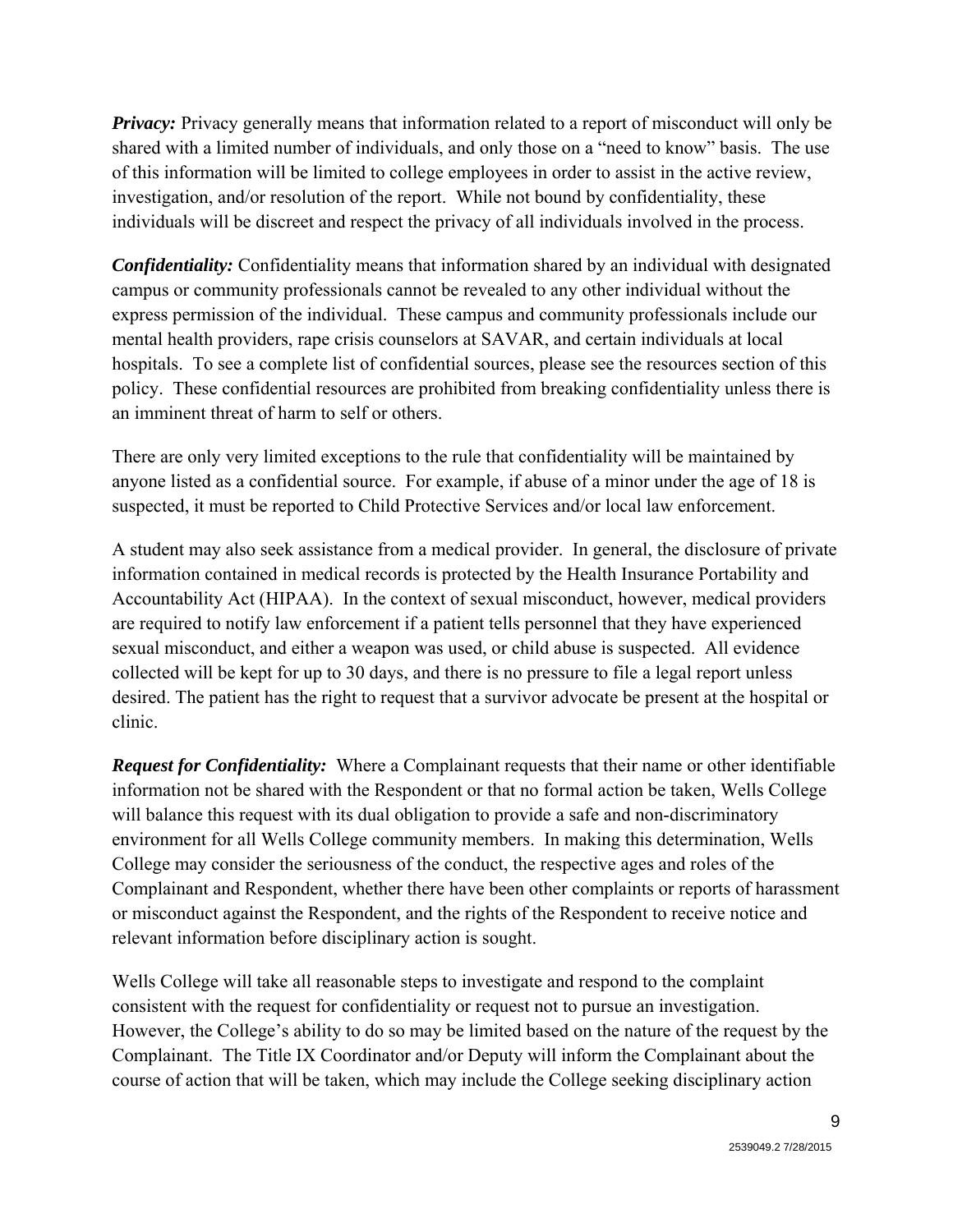***Privacy:*** Privacy generally means that information related to a report of misconduct will only be shared with a limited number of individuals, and only those on a "need to know" basis. The use of this information will be limited to college employees in order to assist in the active review, investigation, and/or resolution of the report. While not bound by confidentiality, these individuals will be discreet and respect the privacy of all individuals involved in the process.

***Confidentiality:*** Confidentiality means that information shared by an individual with designated campus or community professionals cannot be revealed to any other individual without the express permission of the individual. These campus and community professionals include our mental health providers, rape crisis counselors at SAVAR, and certain individuals at local hospitals. To see a complete list of confidential sources, please see the resources section of this policy. These confidential resources are prohibited from breaking confidentiality unless there is an imminent threat of harm to self or others.

There are only very limited exceptions to the rule that confidentiality will be maintained by anyone listed as a confidential source. For example, if abuse of a minor under the age of 18 is suspected, it must be reported to Child Protective Services and/or local law enforcement.

A student may also seek assistance from a medical provider. In general, the disclosure of private information contained in medical records is protected by the Health Insurance Portability and Accountability Act (HIPAA). In the context of sexual misconduct, however, medical providers are required to notify law enforcement if a patient tells personnel that they have experienced sexual misconduct, and either a weapon was used, or child abuse is suspected. All evidence collected will be kept for up to 30 days, and there is no pressure to file a legal report unless desired. The patient has the right to request that a survivor advocate be present at the hospital or clinic.

***Request for Confidentiality:*** Where a Complainant requests that their name or other identifiable information not be shared with the Respondent or that no formal action be taken, Wells College will balance this request with its dual obligation to provide a safe and non-discriminatory environment for all Wells College community members. In making this determination, Wells College may consider the seriousness of the conduct, the respective ages and roles of the Complainant and Respondent, whether there have been other complaints or reports of harassment or misconduct against the Respondent, and the rights of the Respondent to receive notice and relevant information before disciplinary action is sought.

Wells College will take all reasonable steps to investigate and respond to the complaint consistent with the request for confidentiality or request not to pursue an investigation. However, the College's ability to do so may be limited based on the nature of the request by the Complainant. The Title IX Coordinator and/or Deputy will inform the Complainant about the course of action that will be taken, which may include the College seeking disciplinary action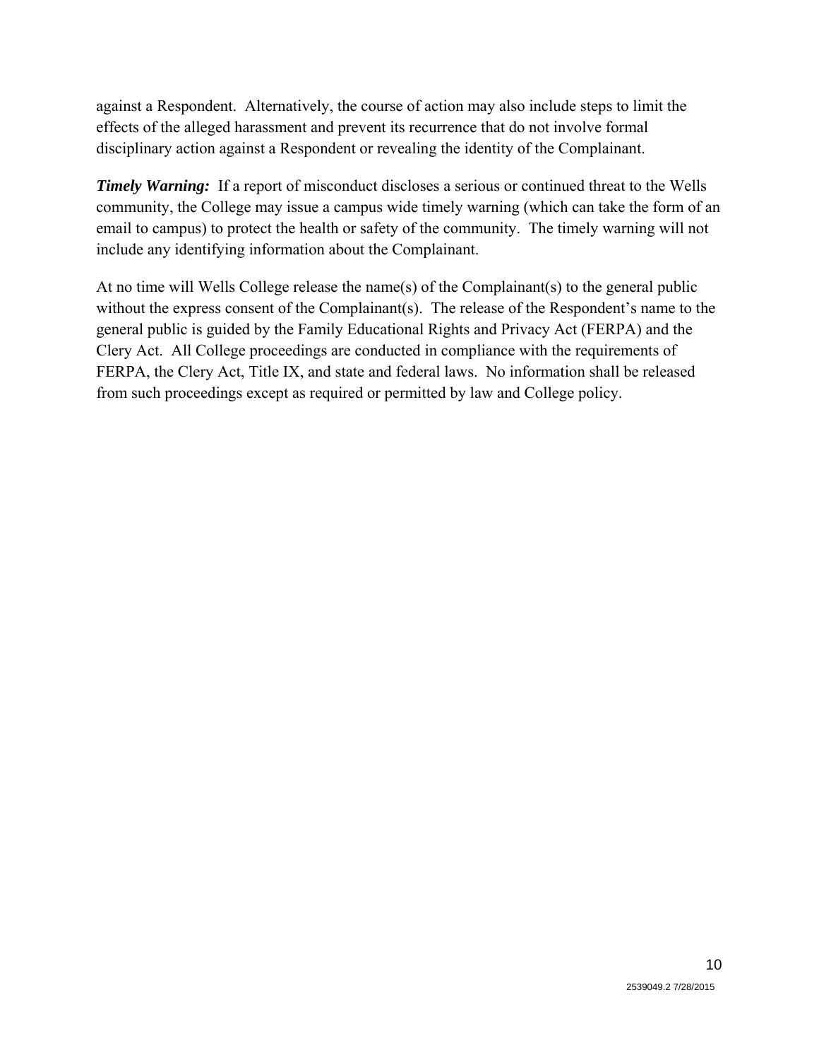against a Respondent. Alternatively, the course of action may also include steps to limit the effects of the alleged harassment and prevent its recurrence that do not involve formal disciplinary action against a Respondent or revealing the identity of the Complainant.

***Timely Warning:*** If a report of misconduct discloses a serious or continued threat to the Wells community, the College may issue a campus wide timely warning (which can take the form of an email to campus) to protect the health or safety of the community. The timely warning will not include any identifying information about the Complainant.

At no time will Wells College release the name(s) of the Complainant(s) to the general public without the express consent of the Complainant(s). The release of the Respondent's name to the general public is guided by the Family Educational Rights and Privacy Act (FERPA) and the Clery Act. All College proceedings are conducted in compliance with the requirements of FERPA, the Clery Act, Title IX, and state and federal laws. No information shall be released from such proceedings except as required or permitted by law and College policy.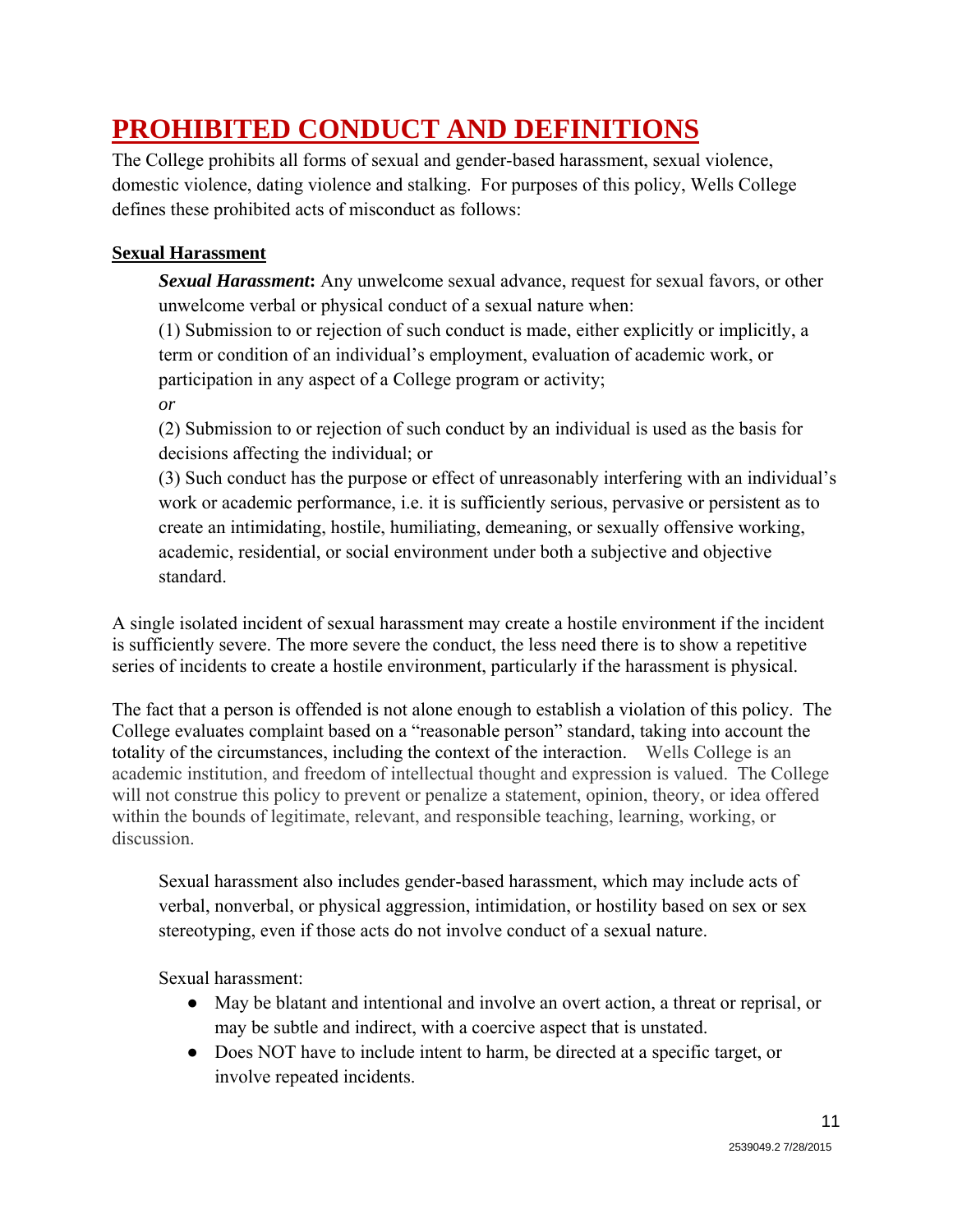# PROHIBITED CONDUCT AND DEFINITIONS

The College prohibits all forms of sexual and gender-based harassment, sexual violence, domestic violence, dating violence and stalking. For purposes of this policy, Wells College defines these prohibited acts of misconduct as follows:

## Sexual Harassment

***Sexual Harassment*:** Any unwelcome sexual advance, request for sexual favors, or other unwelcome verbal or physical conduct of a sexual nature when:

(1) Submission to or rejection of such conduct is made, either explicitly or implicitly, a term or condition of an individual's employment, evaluation of academic work, or participation in any aspect of a College program or activity;

*or*

(2) Submission to or rejection of such conduct by an individual is used as the basis for decisions affecting the individual; or

(3) Such conduct has the purpose or effect of unreasonably interfering with an individual's work or academic performance, i.e. it is sufficiently serious, pervasive or persistent as to create an intimidating, hostile, humiliating, demeaning, or sexually offensive working, academic, residential, or social environment under both a subjective and objective standard.

A single isolated incident of sexual harassment may create a hostile environment if the incident is sufficiently severe. The more severe the conduct, the less need there is to show a repetitive series of incidents to create a hostile environment, particularly if the harassment is physical.

The fact that a person is offended is not alone enough to establish a violation of this policy. The College evaluates complaint based on a "reasonable person" standard, taking into account the totality of the circumstances, including the context of the interaction. Wells College is an academic institution, and freedom of intellectual thought and expression is valued. The College will not construe this policy to prevent or penalize a statement, opinion, theory, or idea offered within the bounds of legitimate, relevant, and responsible teaching, learning, working, or discussion.

Sexual harassment also includes gender-based harassment, which may include acts of verbal, nonverbal, or physical aggression, intimidation, or hostility based on sex or sex stereotyping, even if those acts do not involve conduct of a sexual nature.

Sexual harassment:

- May be blatant and intentional and involve an overt action, a threat or reprisal, or may be subtle and indirect, with a coercive aspect that is unstated.
- Does NOT have to include intent to harm, be directed at a specific target, or involve repeated incidents.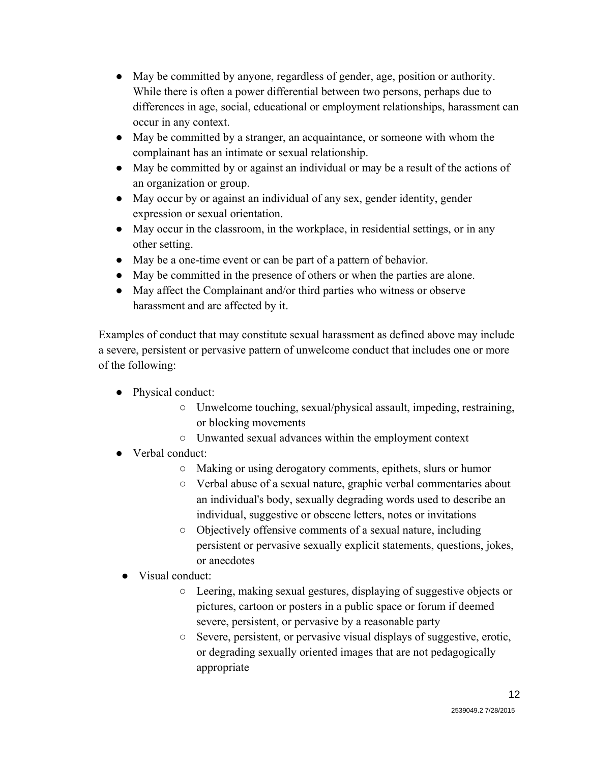- May be committed by anyone, regardless of gender, age, position or authority. While there is often a power differential between two persons, perhaps due to differences in age, social, educational or employment relationships, harassment can occur in any context.
- May be committed by a stranger, an acquaintance, or someone with whom the complainant has an intimate or sexual relationship.
- May be committed by or against an individual or may be a result of the actions of an organization or group.
- May occur by or against an individual of any sex, gender identity, gender expression or sexual orientation.
- May occur in the classroom, in the workplace, in residential settings, or in any other setting.
- May be a one-time event or can be part of a pattern of behavior.
- May be committed in the presence of others or when the parties are alone.
- May affect the Complainant and/or third parties who witness or observe harassment and are affected by it.

Examples of conduct that may constitute sexual harassment as defined above may include a severe, persistent or pervasive pattern of unwelcome conduct that includes one or more of the following:

- Physical conduct:
    - Unwelcome touching, sexual/physical assault, impeding, restraining, or blocking movements
    - Unwanted sexual advances within the employment context
- Verbal conduct:
    - Making or using derogatory comments, epithets, slurs or humor
    - Verbal abuse of a sexual nature, graphic verbal commentaries about an individual's body, sexually degrading words used to describe an individual, suggestive or obscene letters, notes or invitations
    - Objectively offensive comments of a sexual nature, including persistent or pervasive sexually explicit statements, questions, jokes, or anecdotes
- Visual conduct:
    - Leering, making sexual gestures, displaying of suggestive objects or pictures, cartoon or posters in a public space or forum if deemed severe, persistent, or pervasive by a reasonable party
    - Severe, persistent, or pervasive visual displays of suggestive, erotic, or degrading sexually oriented images that are not pedagogically appropriate

2539049.2 7/28/2015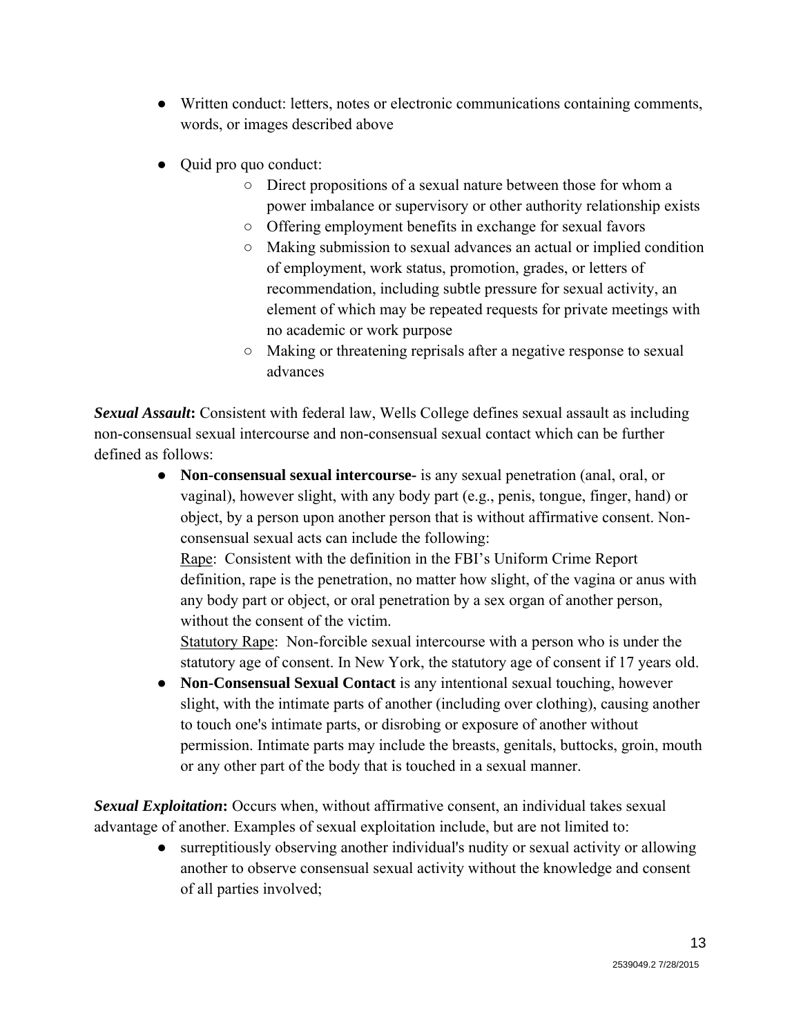- Written conduct: letters, notes or electronic communications containing comments, words, or images described above
- Quid pro quo conduct:
    - Direct propositions of a sexual nature between those for whom a power imbalance or supervisory or other authority relationship exists
    - Offering employment benefits in exchange for sexual favors
    - Making submission to sexual advances an actual or implied condition of employment, work status, promotion, grades, or letters of recommendation, including subtle pressure for sexual activity, an element of which may be repeated requests for private meetings with no academic or work purpose
    - Making or threatening reprisals after a negative response to sexual advances

***Sexual Assault*:** Consistent with federal law, Wells College defines sexual assault as including non-consensual sexual intercourse and non-consensual sexual contact which can be further defined as follows:

- **Non-consensual sexual intercourse-** is any sexual penetration (anal, oral, or vaginal), however slight, with any body part (e.g., penis, tongue, finger, hand) or object, by a person upon another person that is without affirmative consent. Non-consensual sexual acts can include the following:

  Rape: Consistent with the definition in the FBI's Uniform Crime Report definition, rape is the penetration, no matter how slight, of the vagina or anus with any body part or object, or oral penetration by a sex organ of another person, without the consent of the victim.

  Statutory Rape: Non-forcible sexual intercourse with a person who is under the statutory age of consent. In New York, the statutory age of consent if 17 years old.
- **Non-Consensual Sexual Contact** is any intentional sexual touching, however slight, with the intimate parts of another (including over clothing), causing another to touch one's intimate parts, or disrobing or exposure of another without permission. Intimate parts may include the breasts, genitals, buttocks, groin, mouth or any other part of the body that is touched in a sexual manner.

***Sexual Exploitation*:** Occurs when, without affirmative consent, an individual takes sexual advantage of another. Examples of sexual exploitation include, but are not limited to:

- surreptitiously observing another individual's nudity or sexual activity or allowing another to observe consensual sexual activity without the knowledge and consent of all parties involved;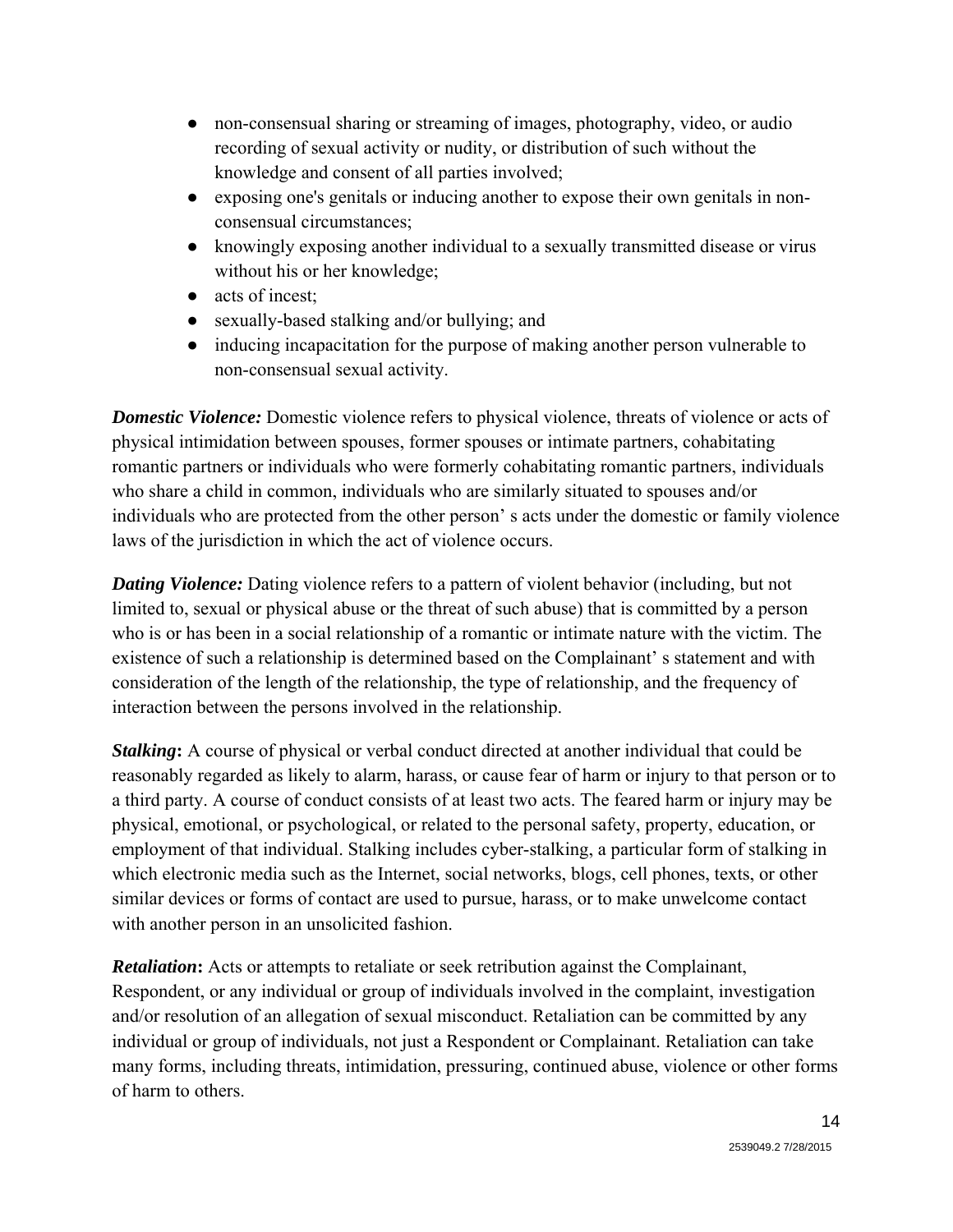- non-consensual sharing or streaming of images, photography, video, or audio recording of sexual activity or nudity, or distribution of such without the knowledge and consent of all parties involved;
- exposing one's genitals or inducing another to expose their own genitals in non-consensual circumstances;
- knowingly exposing another individual to a sexually transmitted disease or virus without his or her knowledge;
- acts of incest;
- sexually-based stalking and/or bullying; and
- inducing incapacitation for the purpose of making another person vulnerable to non-consensual sexual activity.

***Domestic Violence:*** Domestic violence refers to physical violence, threats of violence or acts of physical intimidation between spouses, former spouses or intimate partners, cohabitating romantic partners or individuals who were formerly cohabitating romantic partners, individuals who share a child in common, individuals who are similarly situated to spouses and/or individuals who are protected from the other person' s acts under the domestic or family violence laws of the jurisdiction in which the act of violence occurs.

***Dating Violence:*** Dating violence refers to a pattern of violent behavior (including, but not limited to, sexual or physical abuse or the threat of such abuse) that is committed by a person who is or has been in a social relationship of a romantic or intimate nature with the victim. The existence of such a relationship is determined based on the Complainant' s statement and with consideration of the length of the relationship, the type of relationship, and the frequency of interaction between the persons involved in the relationship.

***Stalking*:** A course of physical or verbal conduct directed at another individual that could be reasonably regarded as likely to alarm, harass, or cause fear of harm or injury to that person or to a third party. A course of conduct consists of at least two acts. The feared harm or injury may be physical, emotional, or psychological, or related to the personal safety, property, education, or employment of that individual. Stalking includes cyber-stalking, a particular form of stalking in which electronic media such as the Internet, social networks, blogs, cell phones, texts, or other similar devices or forms of contact are used to pursue, harass, or to make unwelcome contact with another person in an unsolicited fashion.

***Retaliation*:** Acts or attempts to retaliate or seek retribution against the Complainant, Respondent, or any individual or group of individuals involved in the complaint, investigation and/or resolution of an allegation of sexual misconduct. Retaliation can be committed by any individual or group of individuals, not just a Respondent or Complainant. Retaliation can take many forms, including threats, intimidation, pressuring, continued abuse, violence or other forms of harm to others.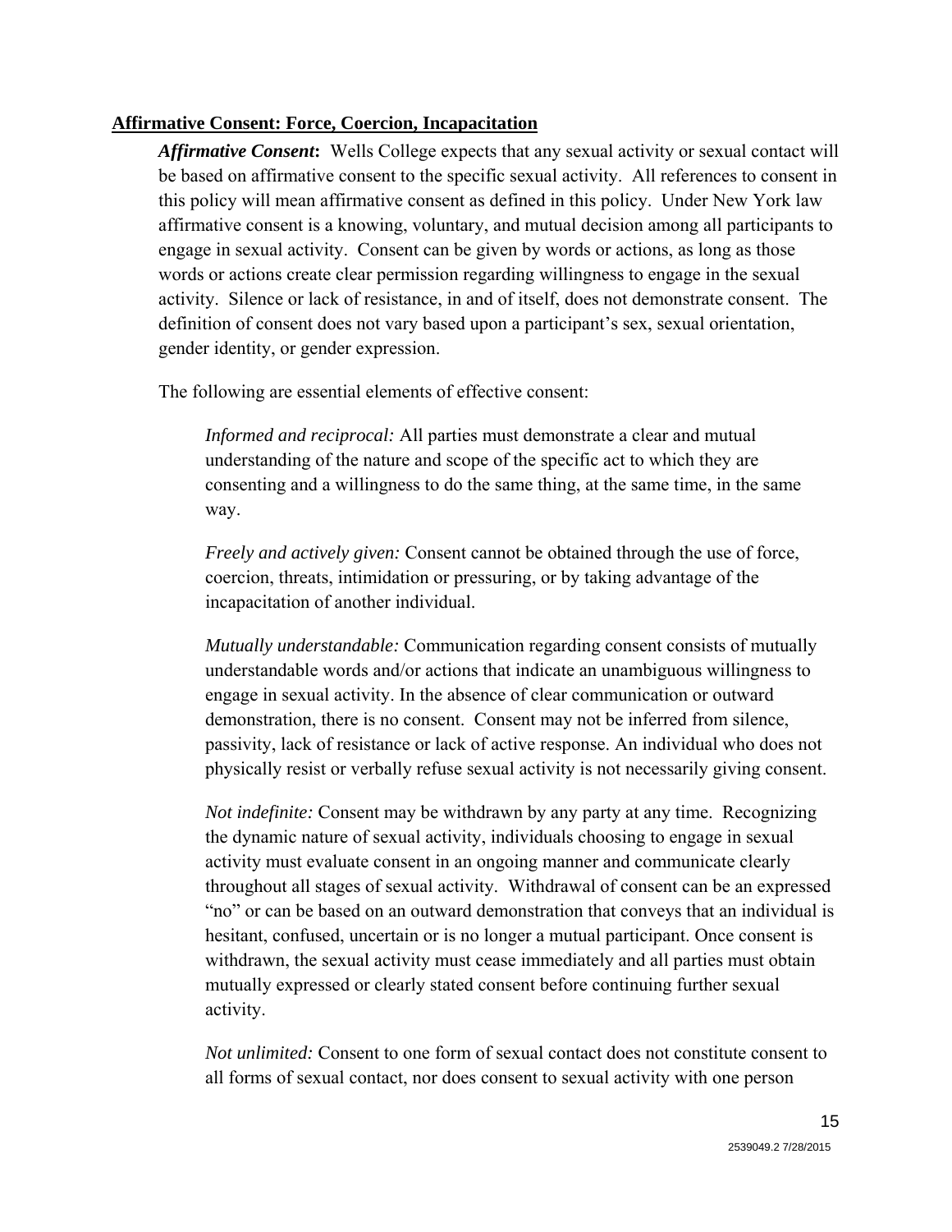**Affirmative Consent: Force, Coercion, Incapacitation**

***Affirmative Consent*:** Wells College expects that any sexual activity or sexual contact will be based on affirmative consent to the specific sexual activity. All references to consent in this policy will mean affirmative consent as defined in this policy. Under New York law affirmative consent is a knowing, voluntary, and mutual decision among all participants to engage in sexual activity. Consent can be given by words or actions, as long as those words or actions create clear permission regarding willingness to engage in the sexual activity. Silence or lack of resistance, in and of itself, does not demonstrate consent. The definition of consent does not vary based upon a participant's sex, sexual orientation, gender identity, or gender expression.

The following are essential elements of effective consent:

*Informed and reciprocal:* All parties must demonstrate a clear and mutual understanding of the nature and scope of the specific act to which they are consenting and a willingness to do the same thing, at the same time, in the same way.

*Freely and actively given:* Consent cannot be obtained through the use of force, coercion, threats, intimidation or pressuring, or by taking advantage of the incapacitation of another individual.

*Mutually understandable:* Communication regarding consent consists of mutually understandable words and/or actions that indicate an unambiguous willingness to engage in sexual activity. In the absence of clear communication or outward demonstration, there is no consent. Consent may not be inferred from silence, passivity, lack of resistance or lack of active response. An individual who does not physically resist or verbally refuse sexual activity is not necessarily giving consent.

*Not indefinite:* Consent may be withdrawn by any party at any time. Recognizing the dynamic nature of sexual activity, individuals choosing to engage in sexual activity must evaluate consent in an ongoing manner and communicate clearly throughout all stages of sexual activity. Withdrawal of consent can be an expressed "no" or can be based on an outward demonstration that conveys that an individual is hesitant, confused, uncertain or is no longer a mutual participant. Once consent is withdrawn, the sexual activity must cease immediately and all parties must obtain mutually expressed or clearly stated consent before continuing further sexual activity.

*Not unlimited:* Consent to one form of sexual contact does not constitute consent to all forms of sexual contact, nor does consent to sexual activity with one person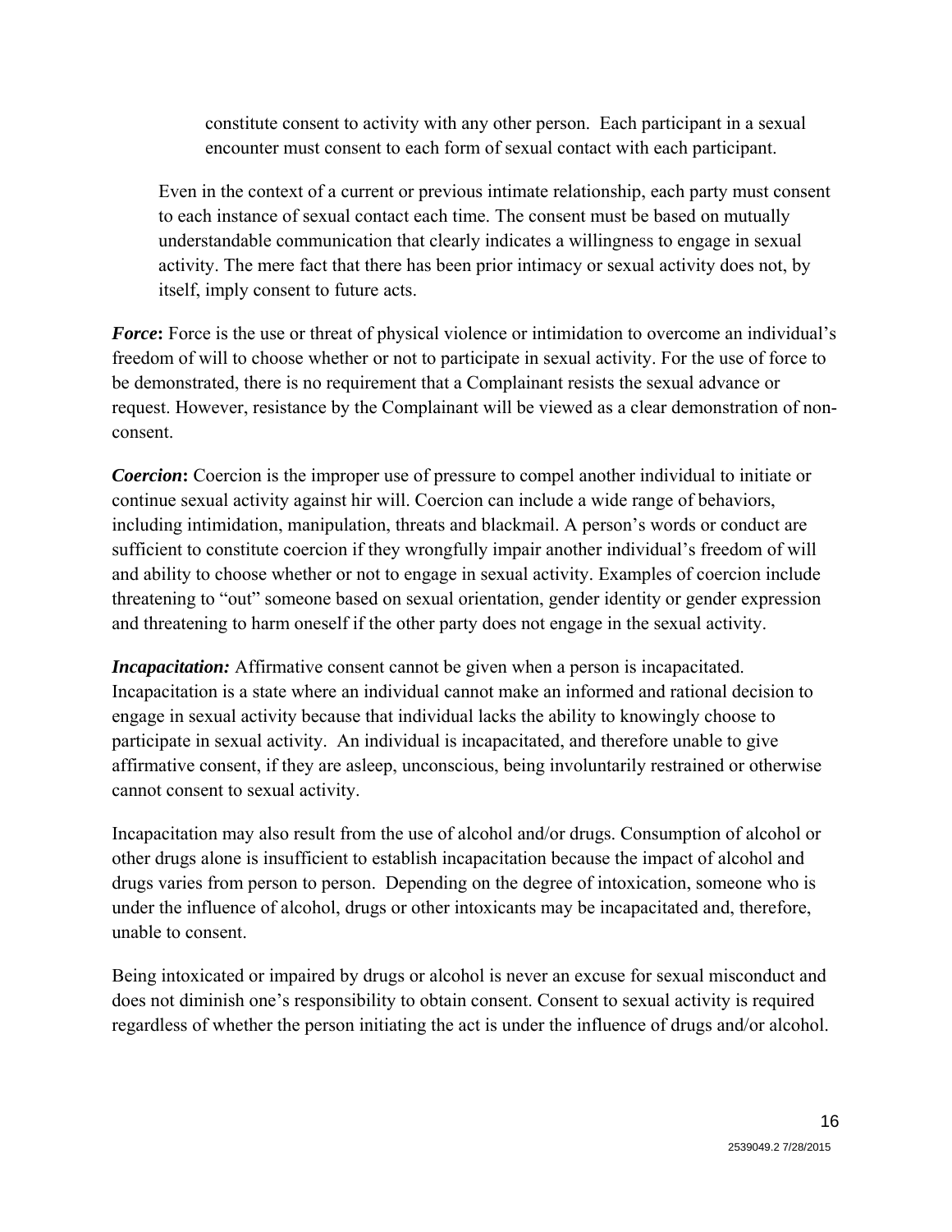constitute consent to activity with any other person. Each participant in a sexual encounter must consent to each form of sexual contact with each participant.

Even in the context of a current or previous intimate relationship, each party must consent to each instance of sexual contact each time. The consent must be based on mutually understandable communication that clearly indicates a willingness to engage in sexual activity. The mere fact that there has been prior intimacy or sexual activity does not, by itself, imply consent to future acts.

***Force*:** Force is the use or threat of physical violence or intimidation to overcome an individual's freedom of will to choose whether or not to participate in sexual activity. For the use of force to be demonstrated, there is no requirement that a Complainant resists the sexual advance or request. However, resistance by the Complainant will be viewed as a clear demonstration of non-consent.

***Coercion*:** Coercion is the improper use of pressure to compel another individual to initiate or continue sexual activity against hir will. Coercion can include a wide range of behaviors, including intimidation, manipulation, threats and blackmail. A person's words or conduct are sufficient to constitute coercion if they wrongfully impair another individual's freedom of will and ability to choose whether or not to engage in sexual activity. Examples of coercion include threatening to "out" someone based on sexual orientation, gender identity or gender expression and threatening to harm oneself if the other party does not engage in the sexual activity.

***Incapacitation:*** Affirmative consent cannot be given when a person is incapacitated. Incapacitation is a state where an individual cannot make an informed and rational decision to engage in sexual activity because that individual lacks the ability to knowingly choose to participate in sexual activity. An individual is incapacitated, and therefore unable to give affirmative consent, if they are asleep, unconscious, being involuntarily restrained or otherwise cannot consent to sexual activity.

Incapacitation may also result from the use of alcohol and/or drugs. Consumption of alcohol or other drugs alone is insufficient to establish incapacitation because the impact of alcohol and drugs varies from person to person. Depending on the degree of intoxication, someone who is under the influence of alcohol, drugs or other intoxicants may be incapacitated and, therefore, unable to consent.

Being intoxicated or impaired by drugs or alcohol is never an excuse for sexual misconduct and does not diminish one's responsibility to obtain consent. Consent to sexual activity is required regardless of whether the person initiating the act is under the influence of drugs and/or alcohol.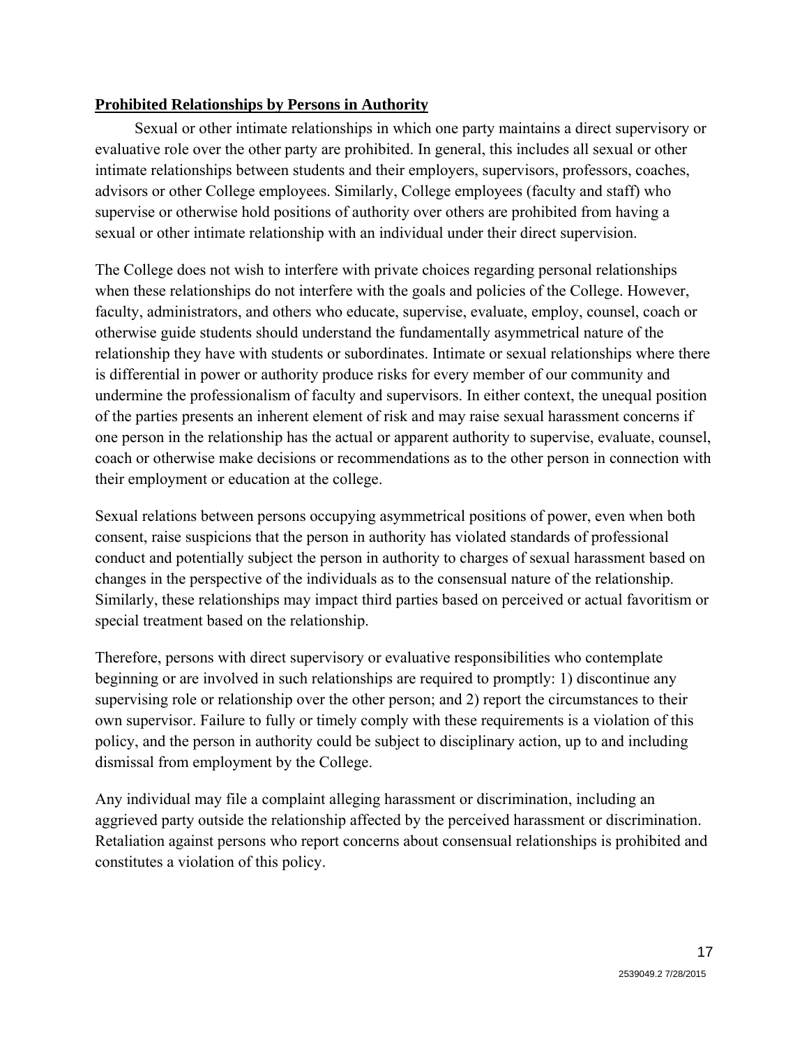**Prohibited Relationships by Persons in Authority**

Sexual or other intimate relationships in which one party maintains a direct supervisory or evaluative role over the other party are prohibited. In general, this includes all sexual or other intimate relationships between students and their employers, supervisors, professors, coaches, advisors or other College employees. Similarly, College employees (faculty and staff) who supervise or otherwise hold positions of authority over others are prohibited from having a sexual or other intimate relationship with an individual under their direct supervision.

The College does not wish to interfere with private choices regarding personal relationships when these relationships do not interfere with the goals and policies of the College. However, faculty, administrators, and others who educate, supervise, evaluate, employ, counsel, coach or otherwise guide students should understand the fundamentally asymmetrical nature of the relationship they have with students or subordinates. Intimate or sexual relationships where there is differential in power or authority produce risks for every member of our community and undermine the professionalism of faculty and supervisors. In either context, the unequal position of the parties presents an inherent element of risk and may raise sexual harassment concerns if one person in the relationship has the actual or apparent authority to supervise, evaluate, counsel, coach or otherwise make decisions or recommendations as to the other person in connection with their employment or education at the college.

Sexual relations between persons occupying asymmetrical positions of power, even when both consent, raise suspicions that the person in authority has violated standards of professional conduct and potentially subject the person in authority to charges of sexual harassment based on changes in the perspective of the individuals as to the consensual nature of the relationship. Similarly, these relationships may impact third parties based on perceived or actual favoritism or special treatment based on the relationship.

Therefore, persons with direct supervisory or evaluative responsibilities who contemplate beginning or are involved in such relationships are required to promptly: 1) discontinue any supervising role or relationship over the other person; and 2) report the circumstances to their own supervisor. Failure to fully or timely comply with these requirements is a violation of this policy, and the person in authority could be subject to disciplinary action, up to and including dismissal from employment by the College.

Any individual may file a complaint alleging harassment or discrimination, including an aggrieved party outside the relationship affected by the perceived harassment or discrimination. Retaliation against persons who report concerns about consensual relationships is prohibited and constitutes a violation of this policy.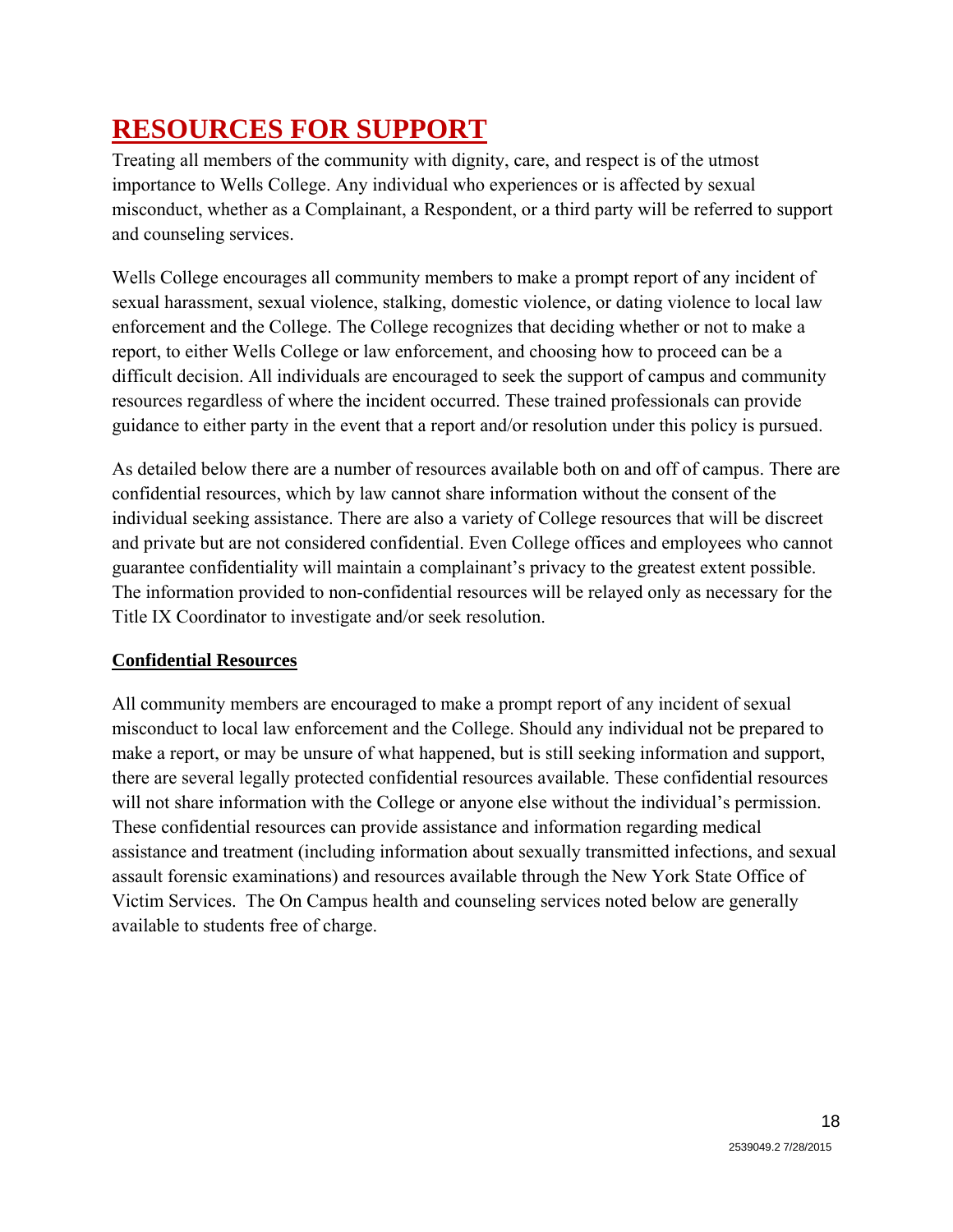# RESOURCES FOR SUPPORT

Treating all members of the community with dignity, care, and respect is of the utmost importance to Wells College. Any individual who experiences or is affected by sexual misconduct, whether as a Complainant, a Respondent, or a third party will be referred to support and counseling services.

Wells College encourages all community members to make a prompt report of any incident of sexual harassment, sexual violence, stalking, domestic violence, or dating violence to local law enforcement and the College. The College recognizes that deciding whether or not to make a report, to either Wells College or law enforcement, and choosing how to proceed can be a difficult decision. All individuals are encouraged to seek the support of campus and community resources regardless of where the incident occurred. These trained professionals can provide guidance to either party in the event that a report and/or resolution under this policy is pursued.

As detailed below there are a number of resources available both on and off of campus. There are confidential resources, which by law cannot share information without the consent of the individual seeking assistance. There are also a variety of College resources that will be discreet and private but are not considered confidential. Even College offices and employees who cannot guarantee confidentiality will maintain a complainant's privacy to the greatest extent possible. The information provided to non-confidential resources will be relayed only as necessary for the Title IX Coordinator to investigate and/or seek resolution.

## Confidential Resources

All community members are encouraged to make a prompt report of any incident of sexual misconduct to local law enforcement and the College. Should any individual not be prepared to make a report, or may be unsure of what happened, but is still seeking information and support, there are several legally protected confidential resources available. These confidential resources will not share information with the College or anyone else without the individual's permission. These confidential resources can provide assistance and information regarding medical assistance and treatment (including information about sexually transmitted infections, and sexual assault forensic examinations) and resources available through the New York State Office of Victim Services. The On Campus health and counseling services noted below are generally available to students free of charge.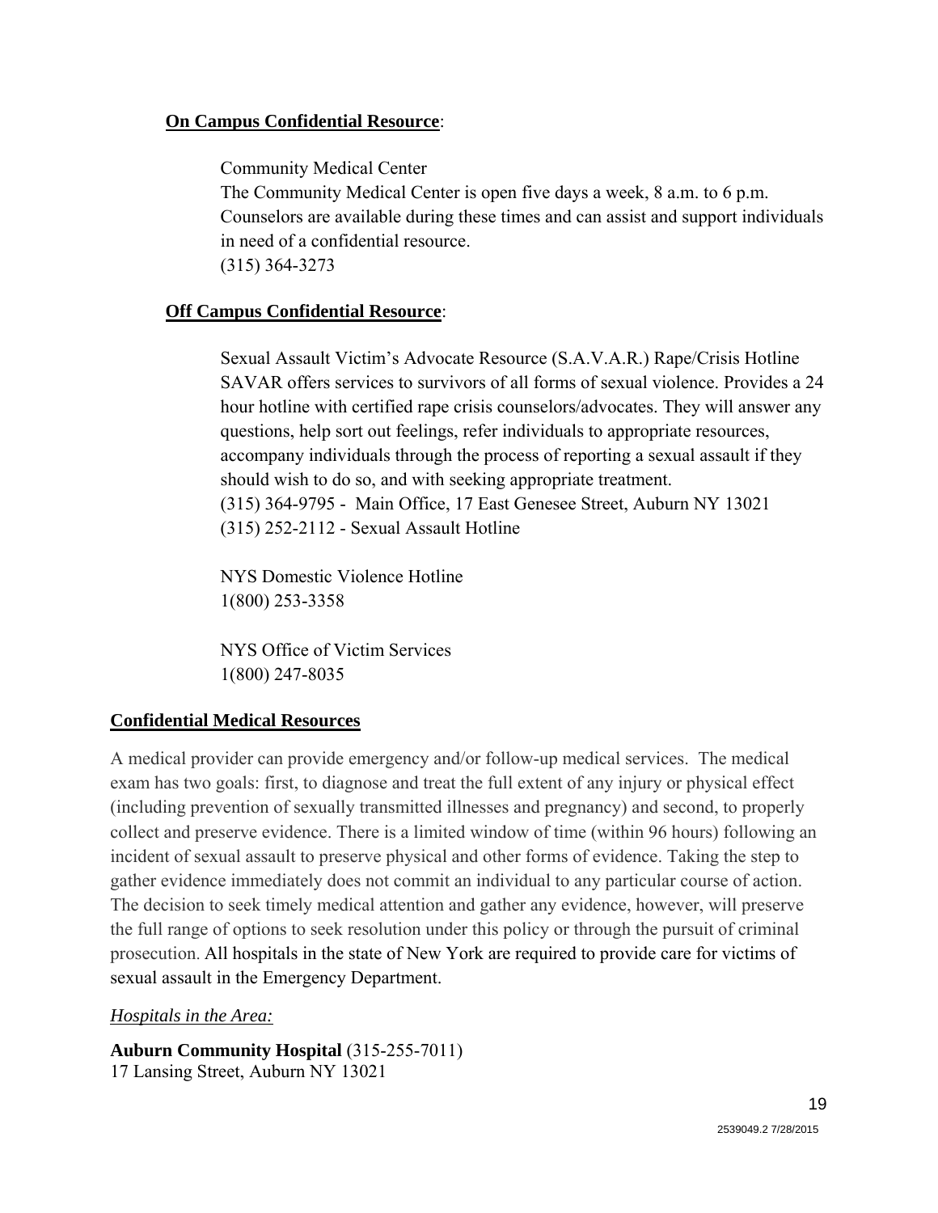**On Campus Confidential Resource**:

Community Medical Center
The Community Medical Center is open five days a week, 8 a.m. to 6 p.m. Counselors are available during these times and can assist and support individuals in need of a confidential resource.
(315) 364-3273

**Off Campus Confidential Resource**:

Sexual Assault Victim's Advocate Resource (S.A.V.A.R.) Rape/Crisis Hotline
SAVAR offers services to survivors of all forms of sexual violence. Provides a 24 hour hotline with certified rape crisis counselors/advocates. They will answer any questions, help sort out feelings, refer individuals to appropriate resources, accompany individuals through the process of reporting a sexual assault if they should wish to do so, and with seeking appropriate treatment.
(315) 364-9795 - Main Office, 17 East Genesee Street, Auburn NY 13021
(315) 252-2112 - Sexual Assault Hotline

NYS Domestic Violence Hotline
1(800) 253-3358

NYS Office of Victim Services
1(800) 247-8035

**Confidential Medical Resources**

A medical provider can provide emergency and/or follow-up medical services. The medical exam has two goals: first, to diagnose and treat the full extent of any injury or physical effect (including prevention of sexually transmitted illnesses and pregnancy) and second, to properly collect and preserve evidence. There is a limited window of time (within 96 hours) following an incident of sexual assault to preserve physical and other forms of evidence. Taking the step to gather evidence immediately does not commit an individual to any particular course of action. The decision to seek timely medical attention and gather any evidence, however, will preserve the full range of options to seek resolution under this policy or through the pursuit of criminal prosecution. All hospitals in the state of New York are required to provide care for victims of sexual assault in the Emergency Department.

*Hospitals in the Area:*

**Auburn Community Hospital** (315-255-7011)
17 Lansing Street, Auburn NY 13021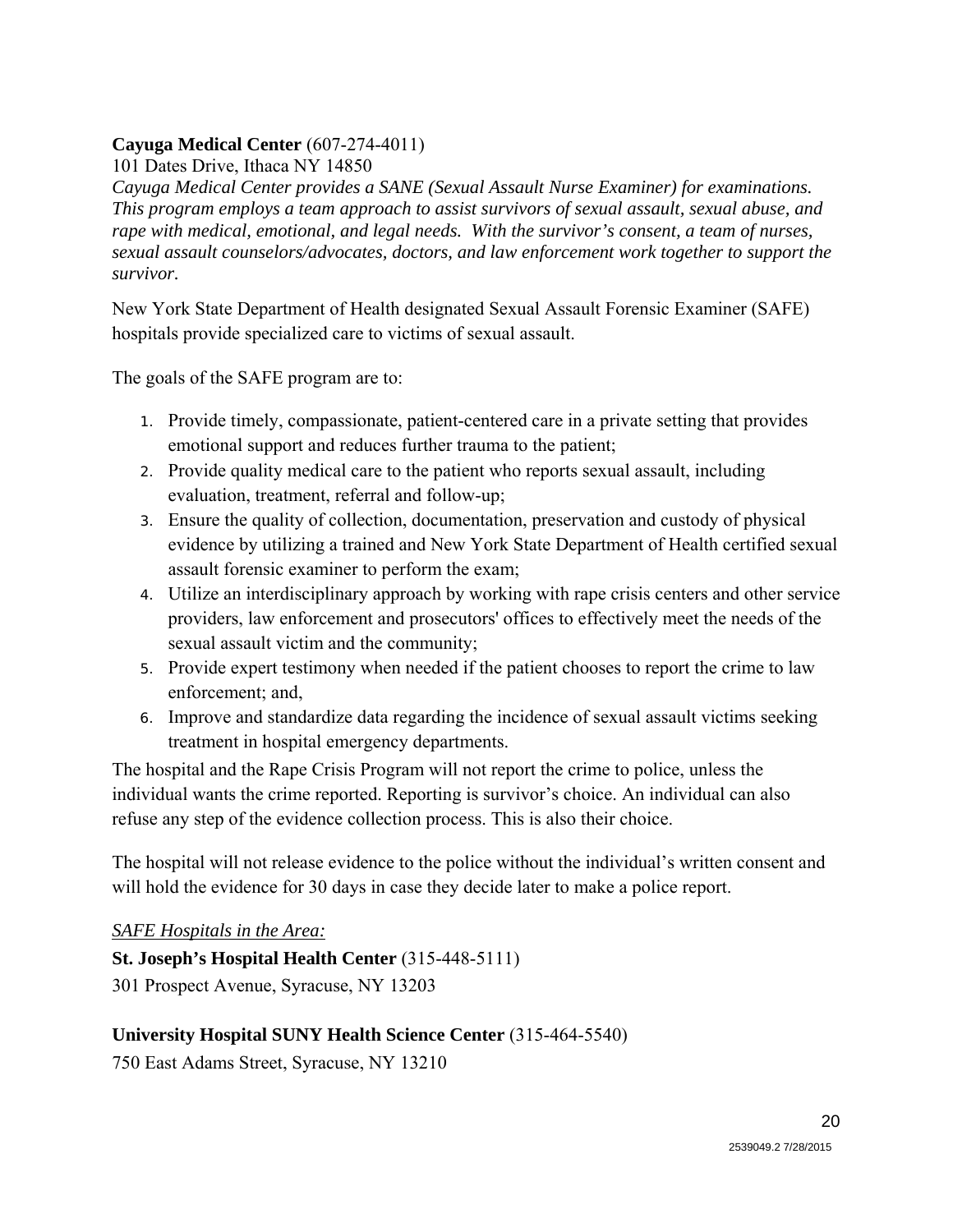**Cayuga Medical Center** (607-274-4011)
101 Dates Drive, Ithaca NY 14850
*Cayuga Medical Center provides a SANE (Sexual Assault Nurse Examiner) for examinations. This program employs a team approach to assist survivors of sexual assault, sexual abuse, and rape with medical, emotional, and legal needs. With the survivor's consent, a team of nurses, sexual assault counselors/advocates, doctors, and law enforcement work together to support the survivor.*

New York State Department of Health designated Sexual Assault Forensic Examiner (SAFE) hospitals provide specialized care to victims of sexual assault.

The goals of the SAFE program are to:

1. Provide timely, compassionate, patient-centered care in a private setting that provides emotional support and reduces further trauma to the patient;
2. Provide quality medical care to the patient who reports sexual assault, including evaluation, treatment, referral and follow-up;
3. Ensure the quality of collection, documentation, preservation and custody of physical evidence by utilizing a trained and New York State Department of Health certified sexual assault forensic examiner to perform the exam;
4. Utilize an interdisciplinary approach by working with rape crisis centers and other service providers, law enforcement and prosecutors' offices to effectively meet the needs of the sexual assault victim and the community;
5. Provide expert testimony when needed if the patient chooses to report the crime to law enforcement; and,
6. Improve and standardize data regarding the incidence of sexual assault victims seeking treatment in hospital emergency departments.

The hospital and the Rape Crisis Program will not report the crime to police, unless the individual wants the crime reported. Reporting is survivor's choice. An individual can also refuse any step of the evidence collection process. This is also their choice.

The hospital will not release evidence to the police without the individual's written consent and will hold the evidence for 30 days in case they decide later to make a police report.

*SAFE Hospitals in the Area:*

**St. Joseph's Hospital Health Center** (315-448-5111)
301 Prospect Avenue, Syracuse, NY 13203

**University Hospital SUNY Health Science Center** (315-464-5540)
750 East Adams Street, Syracuse, NY 13210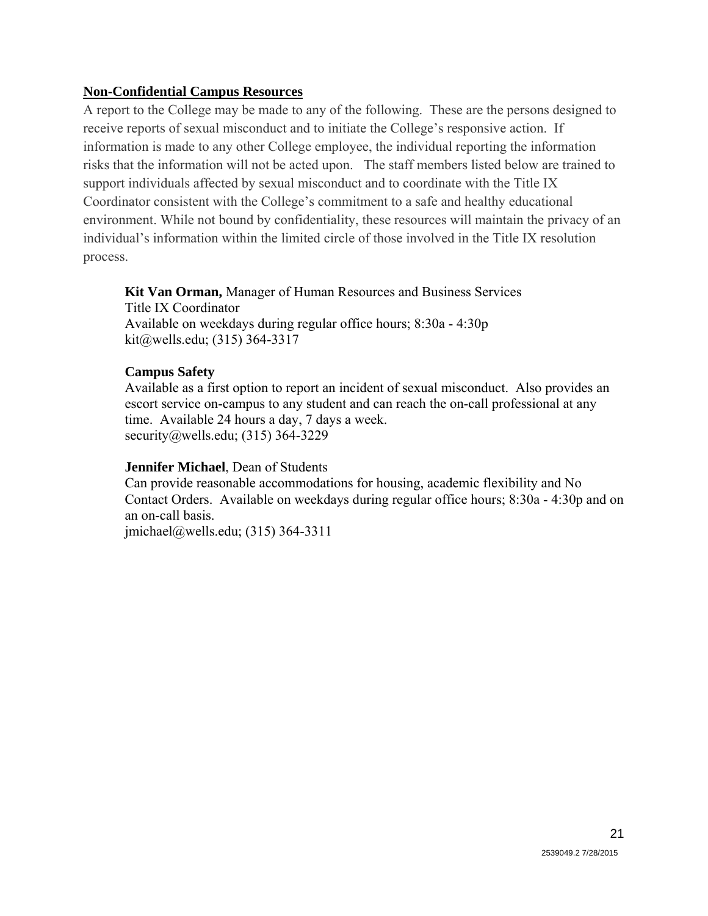## Non-Confidential Campus Resources

A report to the College may be made to any of the following. These are the persons designed to receive reports of sexual misconduct and to initiate the College's responsive action. If information is made to any other College employee, the individual reporting the information risks that the information will not be acted upon. The staff members listed below are trained to support individuals affected by sexual misconduct and to coordinate with the Title IX Coordinator consistent with the College's commitment to a safe and healthy educational environment. While not bound by confidentiality, these resources will maintain the privacy of an individual's information within the limited circle of those involved in the Title IX resolution process.

**Kit Van Orman,** Manager of Human Resources and Business Services
Title IX Coordinator
Available on weekdays during regular office hours; 8:30a - 4:30p
kit@wells.edu; (315) 364-3317

**Campus Safety**
Available as a first option to report an incident of sexual misconduct. Also provides an escort service on-campus to any student and can reach the on-call professional at any time. Available 24 hours a day, 7 days a week.
security@wells.edu; (315) 364-3229

**Jennifer Michael**, Dean of Students
Can provide reasonable accommodations for housing, academic flexibility and No Contact Orders. Available on weekdays during regular office hours; 8:30a - 4:30p and on an on-call basis.
jmichael@wells.edu; (315) 364-3311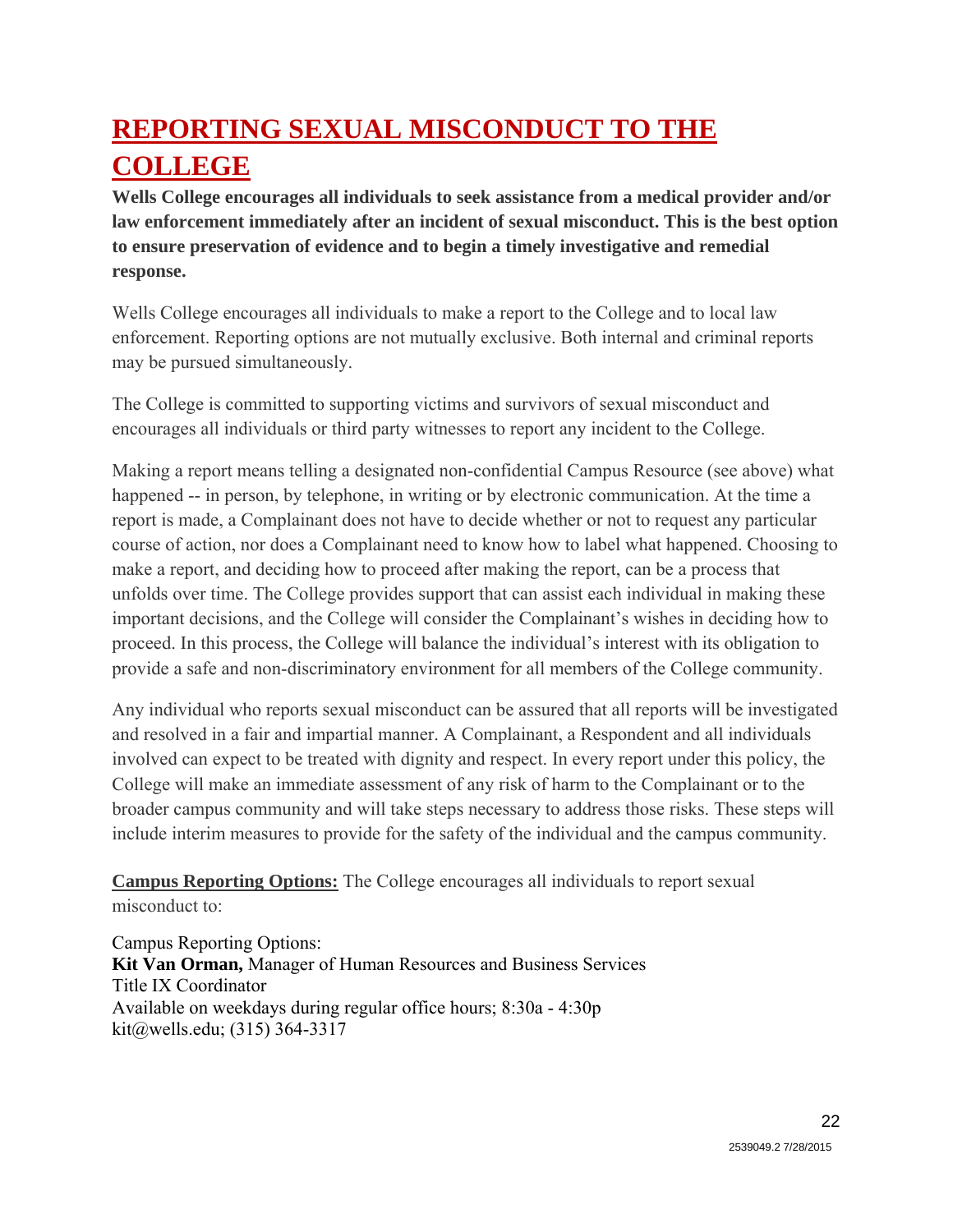# REPORTING SEXUAL MISCONDUCT TO THE COLLEGE

**Wells College encourages all individuals to seek assistance from a medical provider and/or law enforcement immediately after an incident of sexual misconduct. This is the best option to ensure preservation of evidence and to begin a timely investigative and remedial response.**

Wells College encourages all individuals to make a report to the College and to local law enforcement. Reporting options are not mutually exclusive. Both internal and criminal reports may be pursued simultaneously.

The College is committed to supporting victims and survivors of sexual misconduct and encourages all individuals or third party witnesses to report any incident to the College.

Making a report means telling a designated non-confidential Campus Resource (see above) what happened -- in person, by telephone, in writing or by electronic communication. At the time a report is made, a Complainant does not have to decide whether or not to request any particular course of action, nor does a Complainant need to know how to label what happened. Choosing to make a report, and deciding how to proceed after making the report, can be a process that unfolds over time. The College provides support that can assist each individual in making these important decisions, and the College will consider the Complainant's wishes in deciding how to proceed. In this process, the College will balance the individual's interest with its obligation to provide a safe and non-discriminatory environment for all members of the College community.

Any individual who reports sexual misconduct can be assured that all reports will be investigated and resolved in a fair and impartial manner. A Complainant, a Respondent and all individuals involved can expect to be treated with dignity and respect. In every report under this policy, the College will make an immediate assessment of any risk of harm to the Complainant or to the broader campus community and will take steps necessary to address those risks. These steps will include interim measures to provide for the safety of the individual and the campus community.

**Campus Reporting Options:** The College encourages all individuals to report sexual misconduct to:

Campus Reporting Options:
**Kit Van Orman,** Manager of Human Resources and Business Services
Title IX Coordinator
Available on weekdays during regular office hours; 8:30a - 4:30p
kit@wells.edu; (315) 364-3317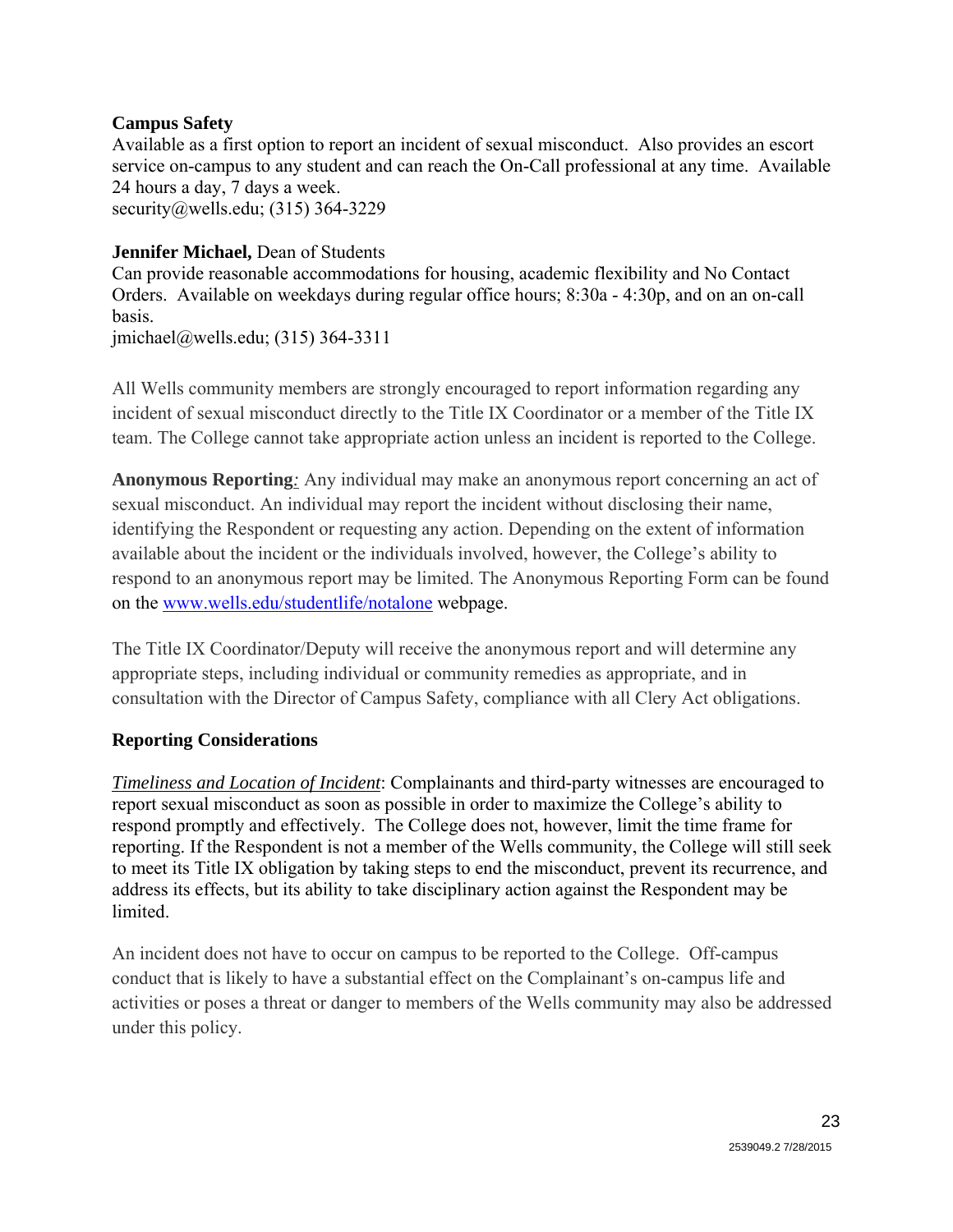**Campus Safety**
Available as a first option to report an incident of sexual misconduct. Also provides an escort service on-campus to any student and can reach the On-Call professional at any time. Available 24 hours a day, 7 days a week.
security@wells.edu; (315) 364-3229

**Jennifer Michael,** Dean of Students
Can provide reasonable accommodations for housing, academic flexibility and No Contact Orders. Available on weekdays during regular office hours; 8:30a - 4:30p, and on an on-call basis.
jmichael@wells.edu; (315) 364-3311

All Wells community members are strongly encouraged to report information regarding any incident of sexual misconduct directly to the Title IX Coordinator or a member of the Title IX team. The College cannot take appropriate action unless an incident is reported to the College.

**Anonymous Reporting**: Any individual may make an anonymous report concerning an act of sexual misconduct. An individual may report the incident without disclosing their name, identifying the Respondent or requesting any action. Depending on the extent of information available about the incident or the individuals involved, however, the College's ability to respond to an anonymous report may be limited. The Anonymous Reporting Form can be found on the www.wells.edu/studentlife/notalone webpage.

The Title IX Coordinator/Deputy will receive the anonymous report and will determine any appropriate steps, including individual or community remedies as appropriate, and in consultation with the Director of Campus Safety, compliance with all Clery Act obligations.

**Reporting Considerations**

*Timeliness and Location of Incident*: Complainants and third-party witnesses are encouraged to report sexual misconduct as soon as possible in order to maximize the College's ability to respond promptly and effectively. The College does not, however, limit the time frame for reporting. If the Respondent is not a member of the Wells community, the College will still seek to meet its Title IX obligation by taking steps to end the misconduct, prevent its recurrence, and address its effects, but its ability to take disciplinary action against the Respondent may be limited.

An incident does not have to occur on campus to be reported to the College. Off-campus conduct that is likely to have a substantial effect on the Complainant's on-campus life and activities or poses a threat or danger to members of the Wells community may also be addressed under this policy.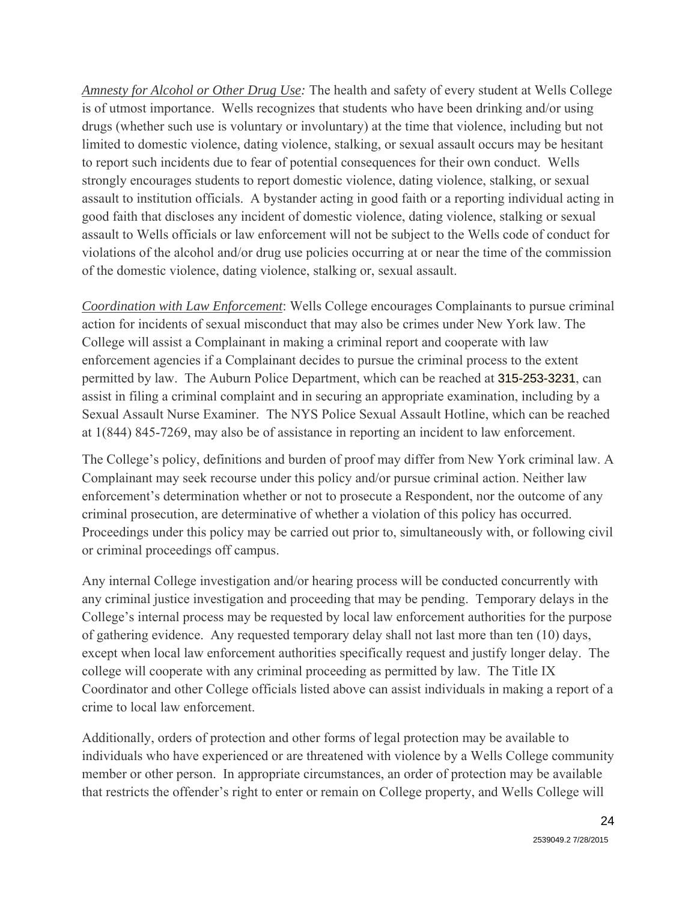*Amnesty for Alcohol or Other Drug Use:* The health and safety of every student at Wells College is of utmost importance. Wells recognizes that students who have been drinking and/or using drugs (whether such use is voluntary or involuntary) at the time that violence, including but not limited to domestic violence, dating violence, stalking, or sexual assault occurs may be hesitant to report such incidents due to fear of potential consequences for their own conduct. Wells strongly encourages students to report domestic violence, dating violence, stalking, or sexual assault to institution officials. A bystander acting in good faith or a reporting individual acting in good faith that discloses any incident of domestic violence, dating violence, stalking or sexual assault to Wells officials or law enforcement will not be subject to the Wells code of conduct for violations of the alcohol and/or drug use policies occurring at or near the time of the commission of the domestic violence, dating violence, stalking or, sexual assault.

*Coordination with Law Enforcement*: Wells College encourages Complainants to pursue criminal action for incidents of sexual misconduct that may also be crimes under New York law. The College will assist a Complainant in making a criminal report and cooperate with law enforcement agencies if a Complainant decides to pursue the criminal process to the extent permitted by law. The Auburn Police Department, which can be reached at 315-253-3231, can assist in filing a criminal complaint and in securing an appropriate examination, including by a Sexual Assault Nurse Examiner. The NYS Police Sexual Assault Hotline, which can be reached at 1(844) 845-7269, may also be of assistance in reporting an incident to law enforcement.

The College's policy, definitions and burden of proof may differ from New York criminal law. A Complainant may seek recourse under this policy and/or pursue criminal action. Neither law enforcement's determination whether or not to prosecute a Respondent, nor the outcome of any criminal prosecution, are determinative of whether a violation of this policy has occurred. Proceedings under this policy may be carried out prior to, simultaneously with, or following civil or criminal proceedings off campus.

Any internal College investigation and/or hearing process will be conducted concurrently with any criminal justice investigation and proceeding that may be pending. Temporary delays in the College's internal process may be requested by local law enforcement authorities for the purpose of gathering evidence. Any requested temporary delay shall not last more than ten (10) days, except when local law enforcement authorities specifically request and justify longer delay. The college will cooperate with any criminal proceeding as permitted by law. The Title IX Coordinator and other College officials listed above can assist individuals in making a report of a crime to local law enforcement.

Additionally, orders of protection and other forms of legal protection may be available to individuals who have experienced or are threatened with violence by a Wells College community member or other person. In appropriate circumstances, an order of protection may be available that restricts the offender's right to enter or remain on College property, and Wells College will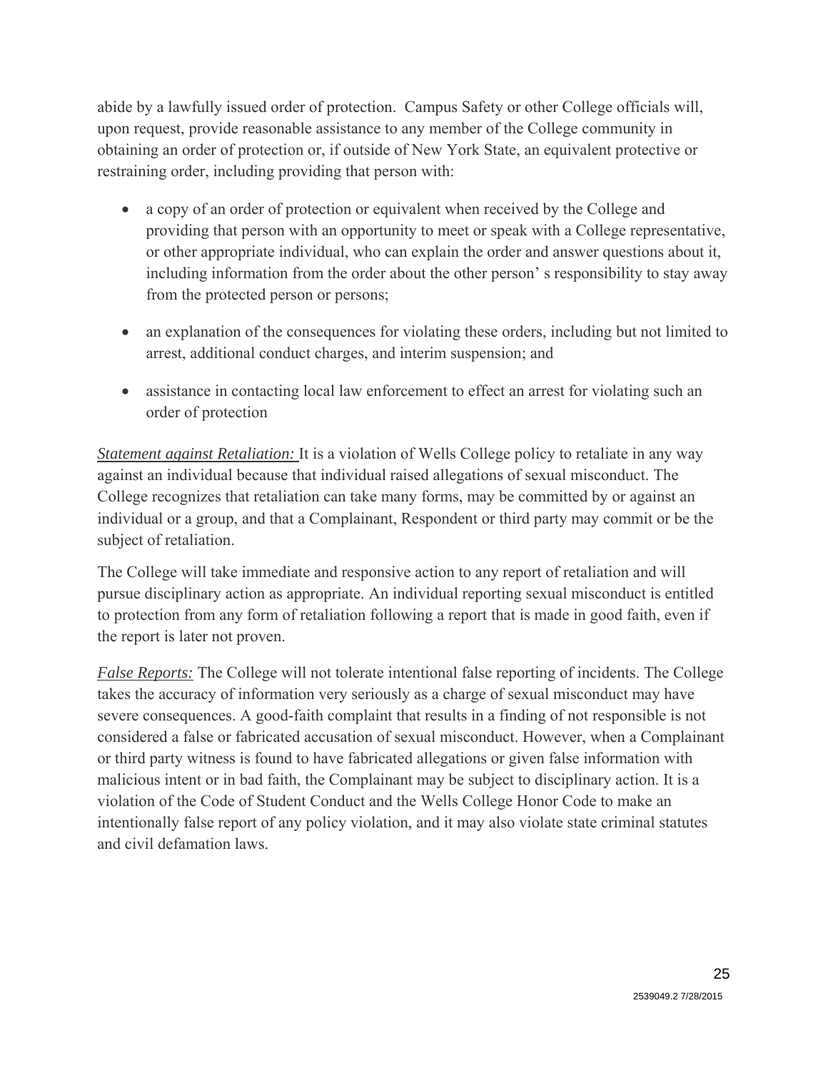abide by a lawfully issued order of protection. Campus Safety or other College officials will, upon request, provide reasonable assistance to any member of the College community in obtaining an order of protection or, if outside of New York State, an equivalent protective or restraining order, including providing that person with:

- a copy of an order of protection or equivalent when received by the College and providing that person with an opportunity to meet or speak with a College representative, or other appropriate individual, who can explain the order and answer questions about it, including information from the order about the other person' s responsibility to stay away from the protected person or persons;
- an explanation of the consequences for violating these orders, including but not limited to arrest, additional conduct charges, and interim suspension; and
- assistance in contacting local law enforcement to effect an arrest for violating such an order of protection

*Statement against Retaliation:* It is a violation of Wells College policy to retaliate in any way against an individual because that individual raised allegations of sexual misconduct. The College recognizes that retaliation can take many forms, may be committed by or against an individual or a group, and that a Complainant, Respondent or third party may commit or be the subject of retaliation.

The College will take immediate and responsive action to any report of retaliation and will pursue disciplinary action as appropriate. An individual reporting sexual misconduct is entitled to protection from any form of retaliation following a report that is made in good faith, even if the report is later not proven.

*False Reports:* The College will not tolerate intentional false reporting of incidents. The College takes the accuracy of information very seriously as a charge of sexual misconduct may have severe consequences. A good-faith complaint that results in a finding of not responsible is not considered a false or fabricated accusation of sexual misconduct. However, when a Complainant or third party witness is found to have fabricated allegations or given false information with malicious intent or in bad faith, the Complainant may be subject to disciplinary action. It is a violation of the Code of Student Conduct and the Wells College Honor Code to make an intentionally false report of any policy violation, and it may also violate state criminal statutes and civil defamation laws.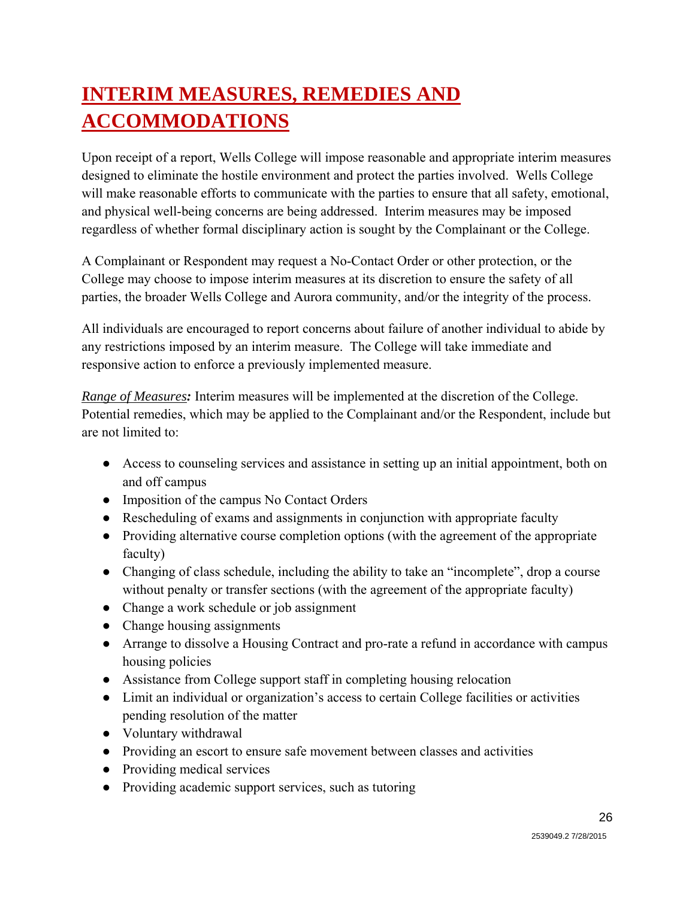# INTERIM MEASURES, REMEDIES AND ACCOMMODATIONS

Upon receipt of a report, Wells College will impose reasonable and appropriate interim measures designed to eliminate the hostile environment and protect the parties involved. Wells College will make reasonable efforts to communicate with the parties to ensure that all safety, emotional, and physical well-being concerns are being addressed. Interim measures may be imposed regardless of whether formal disciplinary action is sought by the Complainant or the College.

A Complainant or Respondent may request a No-Contact Order or other protection, or the College may choose to impose interim measures at its discretion to ensure the safety of all parties, the broader Wells College and Aurora community, and/or the integrity of the process.

All individuals are encouraged to report concerns about failure of another individual to abide by any restrictions imposed by an interim measure. The College will take immediate and responsive action to enforce a previously implemented measure.

*Range of Measures**:*** Interim measures will be implemented at the discretion of the College. Potential remedies, which may be applied to the Complainant and/or the Respondent, include but are not limited to:

- Access to counseling services and assistance in setting up an initial appointment, both on and off campus
- Imposition of the campus No Contact Orders
- Rescheduling of exams and assignments in conjunction with appropriate faculty
- Providing alternative course completion options (with the agreement of the appropriate faculty)
- Changing of class schedule, including the ability to take an "incomplete", drop a course without penalty or transfer sections (with the agreement of the appropriate faculty)
- Change a work schedule or job assignment
- Change housing assignments
- Arrange to dissolve a Housing Contract and pro-rate a refund in accordance with campus housing policies
- Assistance from College support staff in completing housing relocation
- Limit an individual or organization's access to certain College facilities or activities pending resolution of the matter
- Voluntary withdrawal
- Providing an escort to ensure safe movement between classes and activities
- Providing medical services
- Providing academic support services, such as tutoring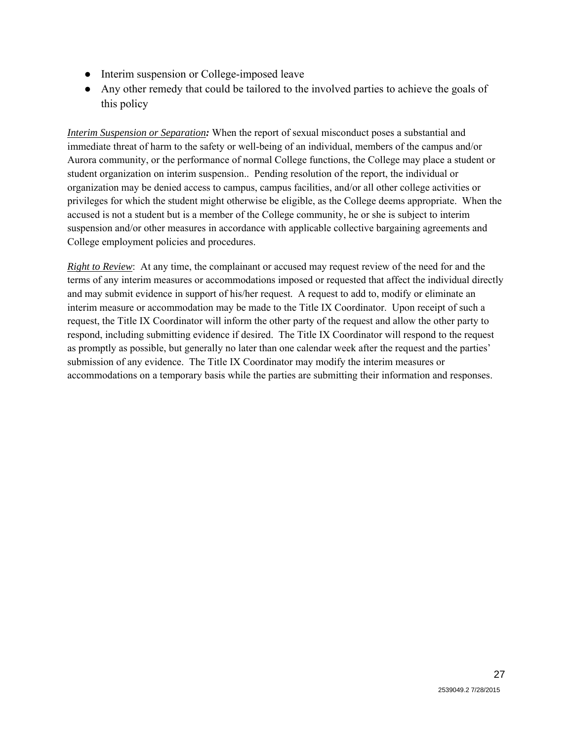- Interim suspension or College-imposed leave
- Any other remedy that could be tailored to the involved parties to achieve the goals of this policy

*Interim Suspension or Separation**:*** When the report of sexual misconduct poses a substantial and immediate threat of harm to the safety or well-being of an individual, members of the campus and/or Aurora community, or the performance of normal College functions, the College may place a student or student organization on interim suspension.. Pending resolution of the report, the individual or organization may be denied access to campus, campus facilities, and/or all other college activities or privileges for which the student might otherwise be eligible, as the College deems appropriate. When the accused is not a student but is a member of the College community, he or she is subject to interim suspension and/or other measures in accordance with applicable collective bargaining agreements and College employment policies and procedures.

*Right to Review*: At any time, the complainant or accused may request review of the need for and the terms of any interim measures or accommodations imposed or requested that affect the individual directly and may submit evidence in support of his/her request. A request to add to, modify or eliminate an interim measure or accommodation may be made to the Title IX Coordinator. Upon receipt of such a request, the Title IX Coordinator will inform the other party of the request and allow the other party to respond, including submitting evidence if desired. The Title IX Coordinator will respond to the request as promptly as possible, but generally no later than one calendar week after the request and the parties' submission of any evidence. The Title IX Coordinator may modify the interim measures or accommodations on a temporary basis while the parties are submitting their information and responses.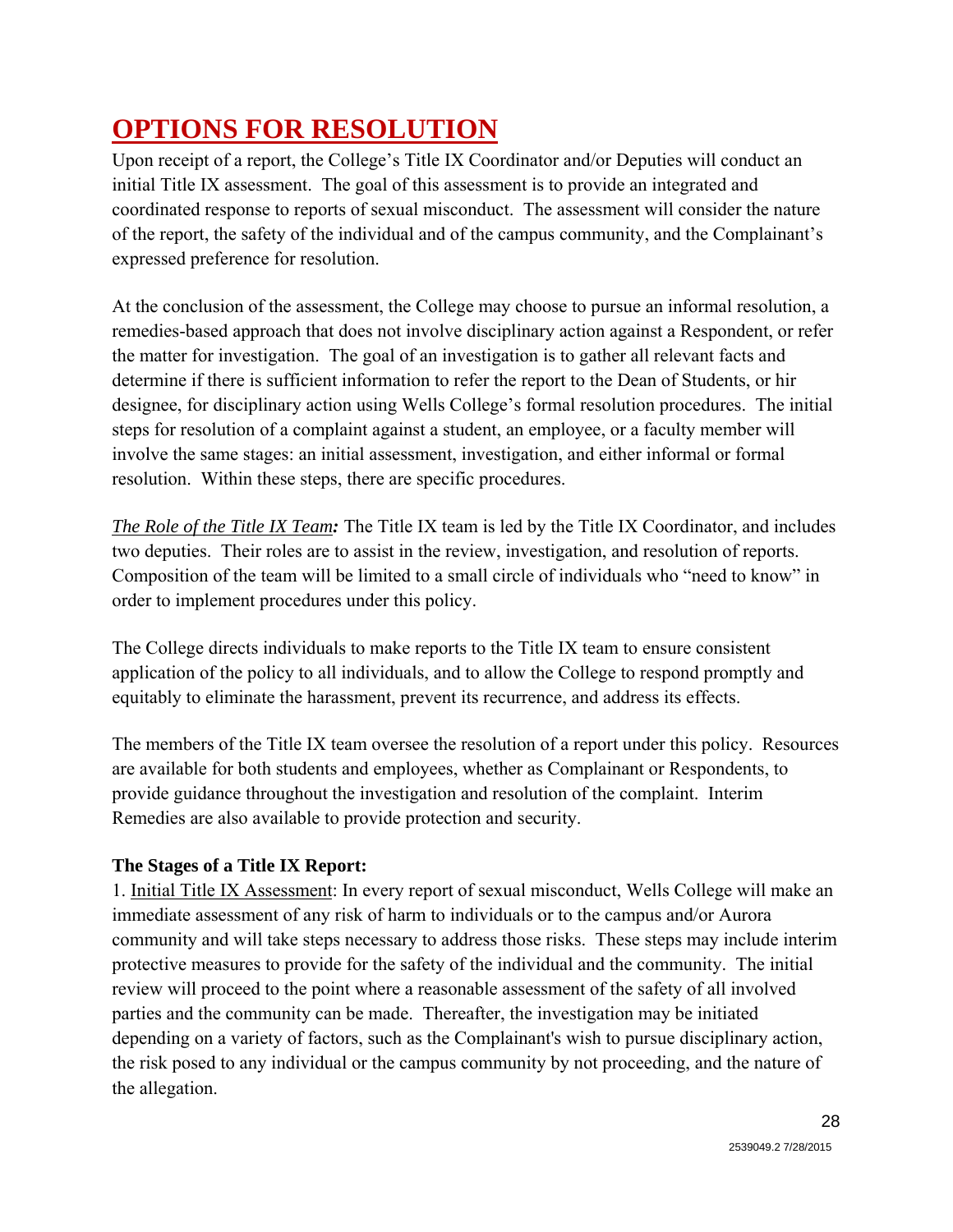# OPTIONS FOR RESOLUTION

Upon receipt of a report, the College's Title IX Coordinator and/or Deputies will conduct an initial Title IX assessment. The goal of this assessment is to provide an integrated and coordinated response to reports of sexual misconduct. The assessment will consider the nature of the report, the safety of the individual and of the campus community, and the Complainant's expressed preference for resolution.

At the conclusion of the assessment, the College may choose to pursue an informal resolution, a remedies-based approach that does not involve disciplinary action against a Respondent, or refer the matter for investigation. The goal of an investigation is to gather all relevant facts and determine if there is sufficient information to refer the report to the Dean of Students, or hir designee, for disciplinary action using Wells College's formal resolution procedures. The initial steps for resolution of a complaint against a student, an employee, or a faculty member will involve the same stages: an initial assessment, investigation, and either informal or formal resolution. Within these steps, there are specific procedures.

***The Role of the Title IX Team:*** The Title IX team is led by the Title IX Coordinator, and includes two deputies. Their roles are to assist in the review, investigation, and resolution of reports. Composition of the team will be limited to a small circle of individuals who "need to know" in order to implement procedures under this policy.

The College directs individuals to make reports to the Title IX team to ensure consistent application of the policy to all individuals, and to allow the College to respond promptly and equitably to eliminate the harassment, prevent its recurrence, and address its effects.

The members of the Title IX team oversee the resolution of a report under this policy. Resources are available for both students and employees, whether as Complainant or Respondents, to provide guidance throughout the investigation and resolution of the complaint. Interim Remedies are also available to provide protection and security.

**The Stages of a Title IX Report:**

1. Initial Title IX Assessment: In every report of sexual misconduct, Wells College will make an immediate assessment of any risk of harm to individuals or to the campus and/or Aurora community and will take steps necessary to address those risks. These steps may include interim protective measures to provide for the safety of the individual and the community. The initial review will proceed to the point where a reasonable assessment of the safety of all involved parties and the community can be made. Thereafter, the investigation may be initiated depending on a variety of factors, such as the Complainant's wish to pursue disciplinary action, the risk posed to any individual or the campus community by not proceeding, and the nature of the allegation.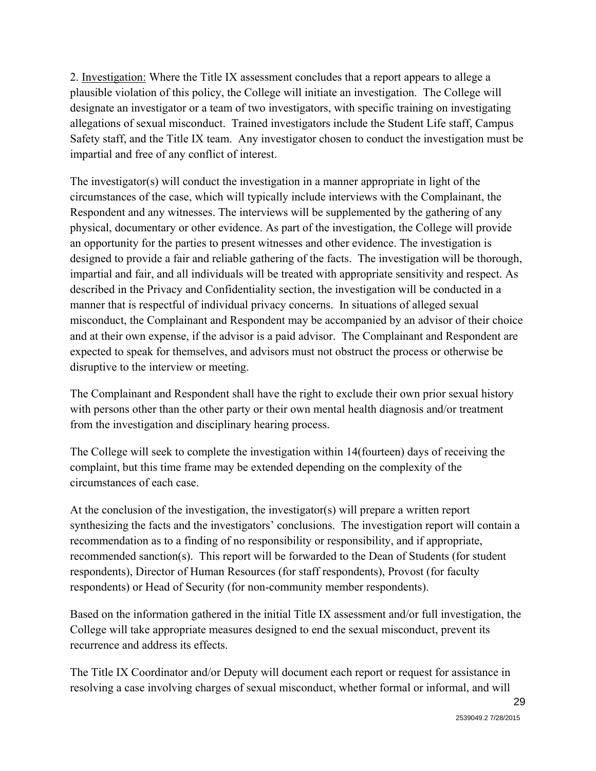2. <u>Investigation:</u> Where the Title IX assessment concludes that a report appears to allege a plausible violation of this policy, the College will initiate an investigation. The College will designate an investigator or a team of two investigators, with specific training on investigating allegations of sexual misconduct. Trained investigators include the Student Life staff, Campus Safety staff, and the Title IX team. Any investigator chosen to conduct the investigation must be impartial and free of any conflict of interest.

The investigator(s) will conduct the investigation in a manner appropriate in light of the circumstances of the case, which will typically include interviews with the Complainant, the Respondent and any witnesses. The interviews will be supplemented by the gathering of any physical, documentary or other evidence. As part of the investigation, the College will provide an opportunity for the parties to present witnesses and other evidence. The investigation is designed to provide a fair and reliable gathering of the facts. The investigation will be thorough, impartial and fair, and all individuals will be treated with appropriate sensitivity and respect. As described in the Privacy and Confidentiality section, the investigation will be conducted in a manner that is respectful of individual privacy concerns. In situations of alleged sexual misconduct, the Complainant and Respondent may be accompanied by an advisor of their choice and at their own expense, if the advisor is a paid advisor. The Complainant and Respondent are expected to speak for themselves, and advisors must not obstruct the process or otherwise be disruptive to the interview or meeting.

The Complainant and Respondent shall have the right to exclude their own prior sexual history with persons other than the other party or their own mental health diagnosis and/or treatment from the investigation and disciplinary hearing process.

The College will seek to complete the investigation within 14(fourteen) days of receiving the complaint, but this time frame may be extended depending on the complexity of the circumstances of each case.

At the conclusion of the investigation, the investigator(s) will prepare a written report synthesizing the facts and the investigators' conclusions. The investigation report will contain a recommendation as to a finding of no responsibility or responsibility, and if appropriate, recommended sanction(s). This report will be forwarded to the Dean of Students (for student respondents), Director of Human Resources (for staff respondents), Provost (for faculty respondents) or Head of Security (for non-community member respondents).

Based on the information gathered in the initial Title IX assessment and/or full investigation, the College will take appropriate measures designed to end the sexual misconduct, prevent its recurrence and address its effects.

The Title IX Coordinator and/or Deputy will document each report or request for assistance in resolving a case involving charges of sexual misconduct, whether formal or informal, and will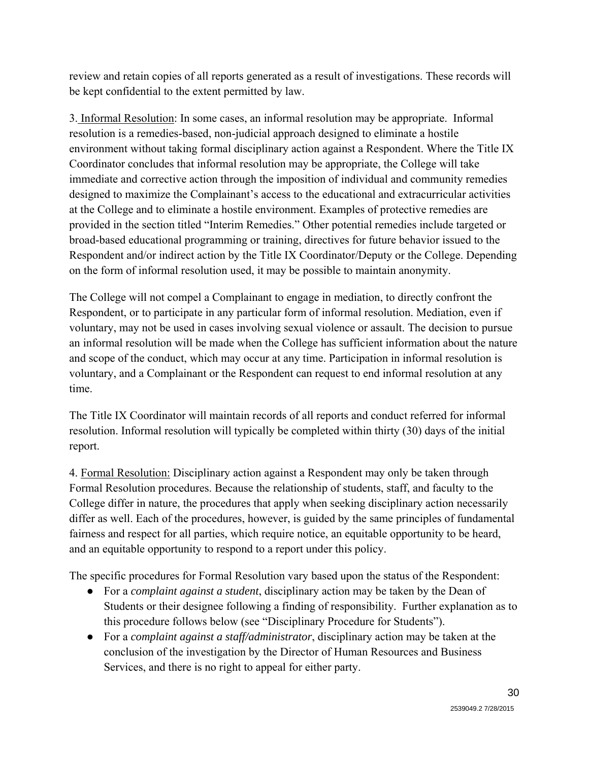review and retain copies of all reports generated as a result of investigations. These records will be kept confidential to the extent permitted by law.

3. Informal Resolution: In some cases, an informal resolution may be appropriate. Informal resolution is a remedies-based, non-judicial approach designed to eliminate a hostile environment without taking formal disciplinary action against a Respondent. Where the Title IX Coordinator concludes that informal resolution may be appropriate, the College will take immediate and corrective action through the imposition of individual and community remedies designed to maximize the Complainant's access to the educational and extracurricular activities at the College and to eliminate a hostile environment. Examples of protective remedies are provided in the section titled "Interim Remedies." Other potential remedies include targeted or broad-based educational programming or training, directives for future behavior issued to the Respondent and/or indirect action by the Title IX Coordinator/Deputy or the College. Depending on the form of informal resolution used, it may be possible to maintain anonymity.

The College will not compel a Complainant to engage in mediation, to directly confront the Respondent, or to participate in any particular form of informal resolution. Mediation, even if voluntary, may not be used in cases involving sexual violence or assault. The decision to pursue an informal resolution will be made when the College has sufficient information about the nature and scope of the conduct, which may occur at any time. Participation in informal resolution is voluntary, and a Complainant or the Respondent can request to end informal resolution at any time.

The Title IX Coordinator will maintain records of all reports and conduct referred for informal resolution. Informal resolution will typically be completed within thirty (30) days of the initial report.

4. Formal Resolution: Disciplinary action against a Respondent may only be taken through Formal Resolution procedures. Because the relationship of students, staff, and faculty to the College differ in nature, the procedures that apply when seeking disciplinary action necessarily differ as well. Each of the procedures, however, is guided by the same principles of fundamental fairness and respect for all parties, which require notice, an equitable opportunity to be heard, and an equitable opportunity to respond to a report under this policy.

The specific procedures for Formal Resolution vary based upon the status of the Respondent:

- For a *complaint against a student*, disciplinary action may be taken by the Dean of Students or their designee following a finding of responsibility. Further explanation as to this procedure follows below (see "Disciplinary Procedure for Students").
- For a *complaint against a staff/administrator*, disciplinary action may be taken at the conclusion of the investigation by the Director of Human Resources and Business Services, and there is no right to appeal for either party.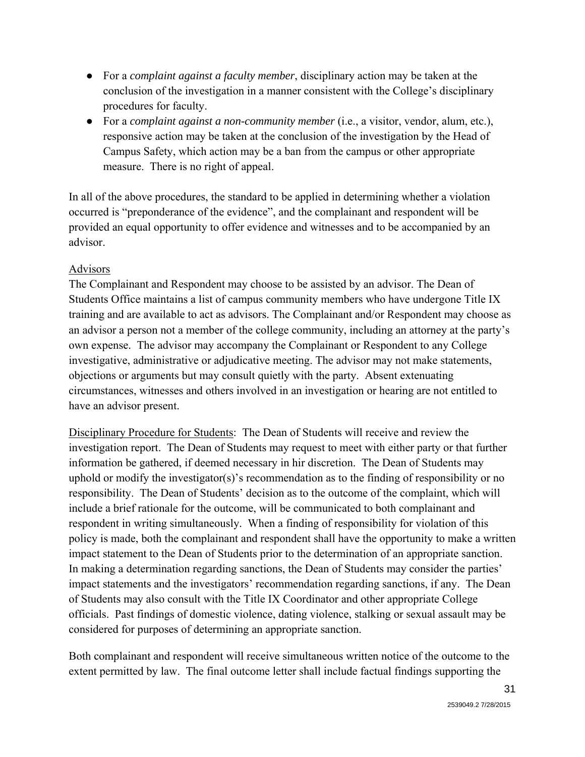- For a *complaint against a faculty member*, disciplinary action may be taken at the conclusion of the investigation in a manner consistent with the College's disciplinary procedures for faculty.
- For a *complaint against a non-community member* (i.e., a visitor, vendor, alum, etc.), responsive action may be taken at the conclusion of the investigation by the Head of Campus Safety, which action may be a ban from the campus or other appropriate measure. There is no right of appeal.

In all of the above procedures, the standard to be applied in determining whether a violation occurred is "preponderance of the evidence", and the complainant and respondent will be provided an equal opportunity to offer evidence and witnesses and to be accompanied by an advisor.

<u>Advisors</u>
The Complainant and Respondent may choose to be assisted by an advisor. The Dean of Students Office maintains a list of campus community members who have undergone Title IX training and are available to act as advisors. The Complainant and/or Respondent may choose as an advisor a person not a member of the college community, including an attorney at the party's own expense. The advisor may accompany the Complainant or Respondent to any College investigative, administrative or adjudicative meeting. The advisor may not make statements, objections or arguments but may consult quietly with the party. Absent extenuating circumstances, witnesses and others involved in an investigation or hearing are not entitled to have an advisor present.

<u>Disciplinary Procedure for Students</u>: The Dean of Students will receive and review the investigation report. The Dean of Students may request to meet with either party or that further information be gathered, if deemed necessary in hir discretion. The Dean of Students may uphold or modify the investigator(s)'s recommendation as to the finding of responsibility or no responsibility. The Dean of Students' decision as to the outcome of the complaint, which will include a brief rationale for the outcome, will be communicated to both complainant and respondent in writing simultaneously. When a finding of responsibility for violation of this policy is made, both the complainant and respondent shall have the opportunity to make a written impact statement to the Dean of Students prior to the determination of an appropriate sanction. In making a determination regarding sanctions, the Dean of Students may consider the parties' impact statements and the investigators' recommendation regarding sanctions, if any. The Dean of Students may also consult with the Title IX Coordinator and other appropriate College officials. Past findings of domestic violence, dating violence, stalking or sexual assault may be considered for purposes of determining an appropriate sanction.

Both complainant and respondent will receive simultaneous written notice of the outcome to the extent permitted by law. The final outcome letter shall include factual findings supporting the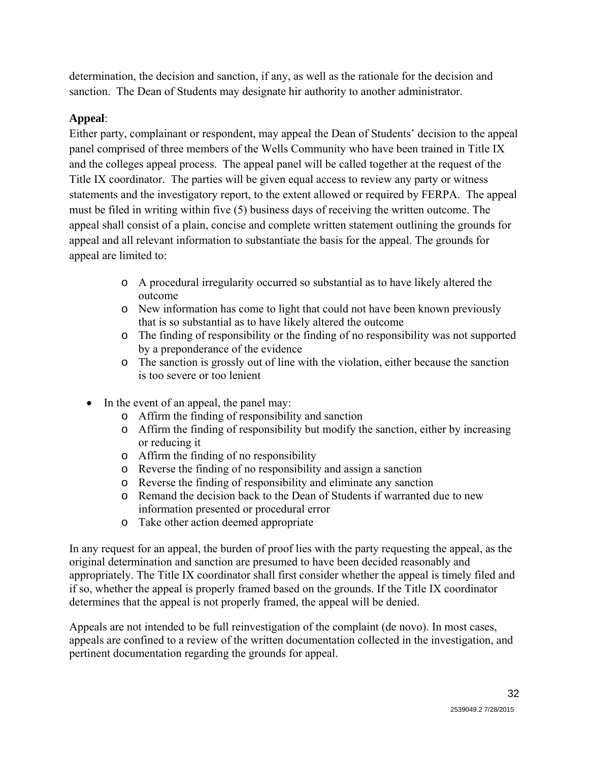determination, the decision and sanction, if any, as well as the rationale for the decision and sanction. The Dean of Students may designate hir authority to another administrator.

**Appeal**:

Either party, complainant or respondent, may appeal the Dean of Students' decision to the appeal panel comprised of three members of the Wells Community who have been trained in Title IX and the colleges appeal process. The appeal panel will be called together at the request of the Title IX coordinator. The parties will be given equal access to review any party or witness statements and the investigatory report, to the extent allowed or required by FERPA. The appeal must be filed in writing within five (5) business days of receiving the written outcome. The appeal shall consist of a plain, concise and complete written statement outlining the grounds for appeal and all relevant information to substantiate the basis for the appeal. The grounds for appeal are limited to:

  - A procedural irregularity occurred so substantial as to have likely altered the outcome
  - New information has come to light that could not have been known previously that is so substantial as to have likely altered the outcome
  - The finding of responsibility or the finding of no responsibility was not supported by a preponderance of the evidence
  - The sanction is grossly out of line with the violation, either because the sanction is too severe or too lenient

- In the event of an appeal, the panel may:
  - Affirm the finding of responsibility and sanction
  - Affirm the finding of responsibility but modify the sanction, either by increasing or reducing it
  - Affirm the finding of no responsibility
  - Reverse the finding of no responsibility and assign a sanction
  - Reverse the finding of responsibility and eliminate any sanction
  - Remand the decision back to the Dean of Students if warranted due to new information presented or procedural error
  - Take other action deemed appropriate

In any request for an appeal, the burden of proof lies with the party requesting the appeal, as the original determination and sanction are presumed to have been decided reasonably and appropriately. The Title IX coordinator shall first consider whether the appeal is timely filed and if so, whether the appeal is properly framed based on the grounds. If the Title IX coordinator determines that the appeal is not properly framed, the appeal will be denied.

Appeals are not intended to be full reinvestigation of the complaint (de novo). In most cases, appeals are confined to a review of the written documentation collected in the investigation, and pertinent documentation regarding the grounds for appeal.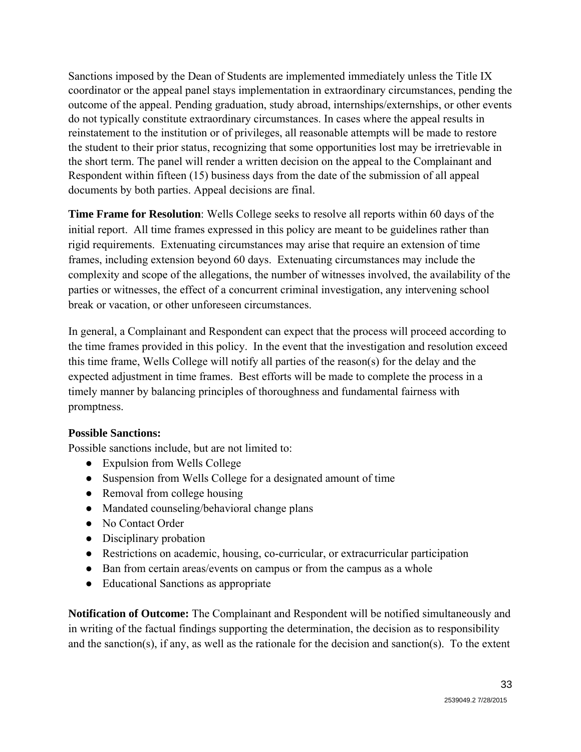Sanctions imposed by the Dean of Students are implemented immediately unless the Title IX coordinator or the appeal panel stays implementation in extraordinary circumstances, pending the outcome of the appeal. Pending graduation, study abroad, internships/externships, or other events do not typically constitute extraordinary circumstances. In cases where the appeal results in reinstatement to the institution or of privileges, all reasonable attempts will be made to restore the student to their prior status, recognizing that some opportunities lost may be irretrievable in the short term. The panel will render a written decision on the appeal to the Complainant and Respondent within fifteen (15) business days from the date of the submission of all appeal documents by both parties. Appeal decisions are final.

**Time Frame for Resolution**: Wells College seeks to resolve all reports within 60 days of the initial report. All time frames expressed in this policy are meant to be guidelines rather than rigid requirements. Extenuating circumstances may arise that require an extension of time frames, including extension beyond 60 days. Extenuating circumstances may include the complexity and scope of the allegations, the number of witnesses involved, the availability of the parties or witnesses, the effect of a concurrent criminal investigation, any intervening school break or vacation, or other unforeseen circumstances.

In general, a Complainant and Respondent can expect that the process will proceed according to the time frames provided in this policy. In the event that the investigation and resolution exceed this time frame, Wells College will notify all parties of the reason(s) for the delay and the expected adjustment in time frames. Best efforts will be made to complete the process in a timely manner by balancing principles of thoroughness and fundamental fairness with promptness.

**Possible Sanctions:**

Possible sanctions include, but are not limited to:

- Expulsion from Wells College
- Suspension from Wells College for a designated amount of time
- Removal from college housing
- Mandated counseling/behavioral change plans
- No Contact Order
- Disciplinary probation
- Restrictions on academic, housing, co-curricular, or extracurricular participation
- Ban from certain areas/events on campus or from the campus as a whole
- Educational Sanctions as appropriate

**Notification of Outcome:** The Complainant and Respondent will be notified simultaneously and in writing of the factual findings supporting the determination, the decision as to responsibility and the sanction(s), if any, as well as the rationale for the decision and sanction(s). To the extent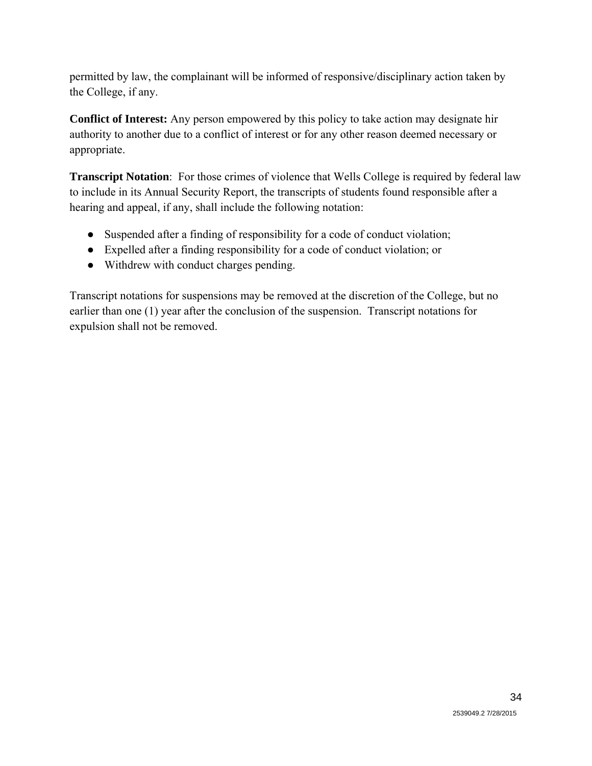permitted by law, the complainant will be informed of responsive/disciplinary action taken by the College, if any.

**Conflict of Interest:** Any person empowered by this policy to take action may designate hir authority to another due to a conflict of interest or for any other reason deemed necessary or appropriate.

**Transcript Notation**: For those crimes of violence that Wells College is required by federal law to include in its Annual Security Report, the transcripts of students found responsible after a hearing and appeal, if any, shall include the following notation:

- Suspended after a finding of responsibility for a code of conduct violation;
- Expelled after a finding responsibility for a code of conduct violation; or
- Withdrew with conduct charges pending.

Transcript notations for suspensions may be removed at the discretion of the College, but no earlier than one (1) year after the conclusion of the suspension. Transcript notations for expulsion shall not be removed.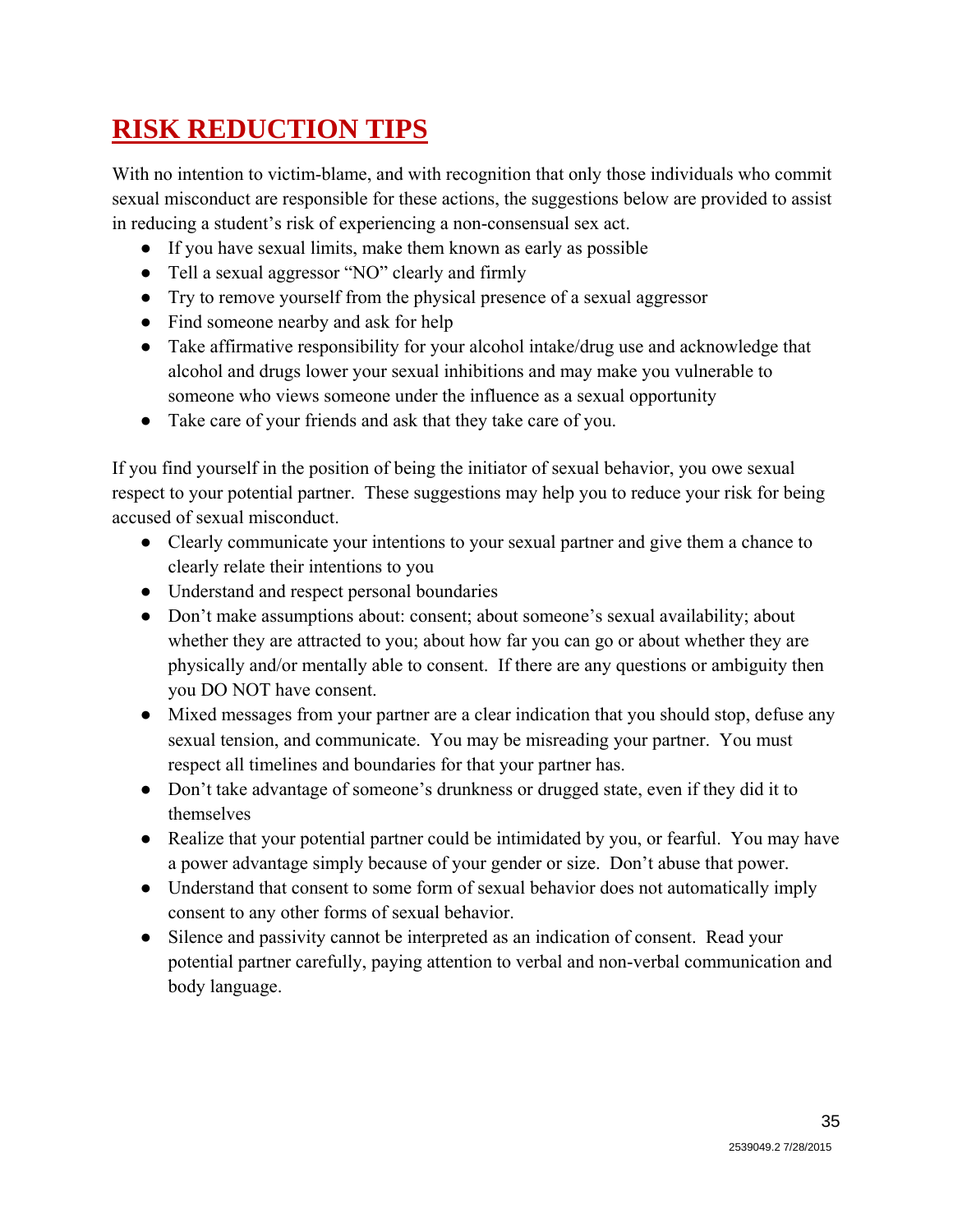# RISK REDUCTION TIPS

With no intention to victim-blame, and with recognition that only those individuals who commit sexual misconduct are responsible for these actions, the suggestions below are provided to assist in reducing a student's risk of experiencing a non-consensual sex act.

- If you have sexual limits, make them known as early as possible
- Tell a sexual aggressor "NO" clearly and firmly
- Try to remove yourself from the physical presence of a sexual aggressor
- Find someone nearby and ask for help
- Take affirmative responsibility for your alcohol intake/drug use and acknowledge that alcohol and drugs lower your sexual inhibitions and may make you vulnerable to someone who views someone under the influence as a sexual opportunity
- Take care of your friends and ask that they take care of you.

If you find yourself in the position of being the initiator of sexual behavior, you owe sexual respect to your potential partner. These suggestions may help you to reduce your risk for being accused of sexual misconduct.

- Clearly communicate your intentions to your sexual partner and give them a chance to clearly relate their intentions to you
- Understand and respect personal boundaries
- Don't make assumptions about: consent; about someone's sexual availability; about whether they are attracted to you; about how far you can go or about whether they are physically and/or mentally able to consent. If there are any questions or ambiguity then you DO NOT have consent.
- Mixed messages from your partner are a clear indication that you should stop, defuse any sexual tension, and communicate. You may be misreading your partner. You must respect all timelines and boundaries for that your partner has.
- Don't take advantage of someone's drunkness or drugged state, even if they did it to themselves
- Realize that your potential partner could be intimidated by you, or fearful. You may have a power advantage simply because of your gender or size. Don't abuse that power.
- Understand that consent to some form of sexual behavior does not automatically imply consent to any other forms of sexual behavior.
- Silence and passivity cannot be interpreted as an indication of consent. Read your potential partner carefully, paying attention to verbal and non-verbal communication and body language.